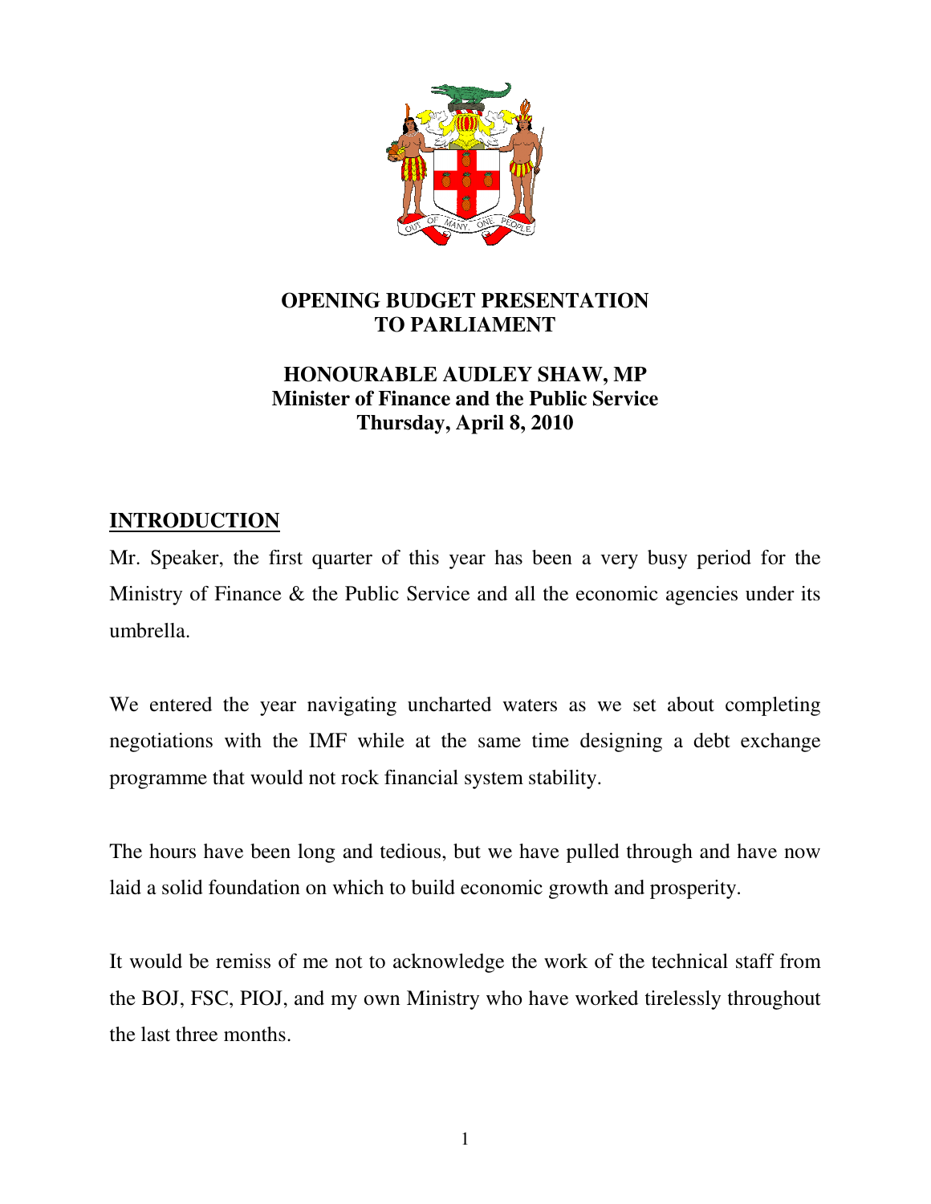# OPENING BUDGET PRESENTATION TO PARLIAMENT

## HONOURABLE AUDLEY SHAW, MP
**Minister of Finance and the Public Service**
**Thursday, April 8, 2010**

## INTRODUCTION

Mr. Speaker, the first quarter of this year has been a very busy period for the Ministry of Finance & the Public Service and all the economic agencies under its umbrella.

We entered the year navigating uncharted waters as we set about completing negotiations with the IMF while at the same time designing a debt exchange programme that would not rock financial system stability.

The hours have been long and tedious, but we have pulled through and have now laid a solid foundation on which to build economic growth and prosperity.

It would be remiss of me not to acknowledge the work of the technical staff from the BOJ, FSC, PIOJ, and my own Ministry who have worked tirelessly throughout the last three months.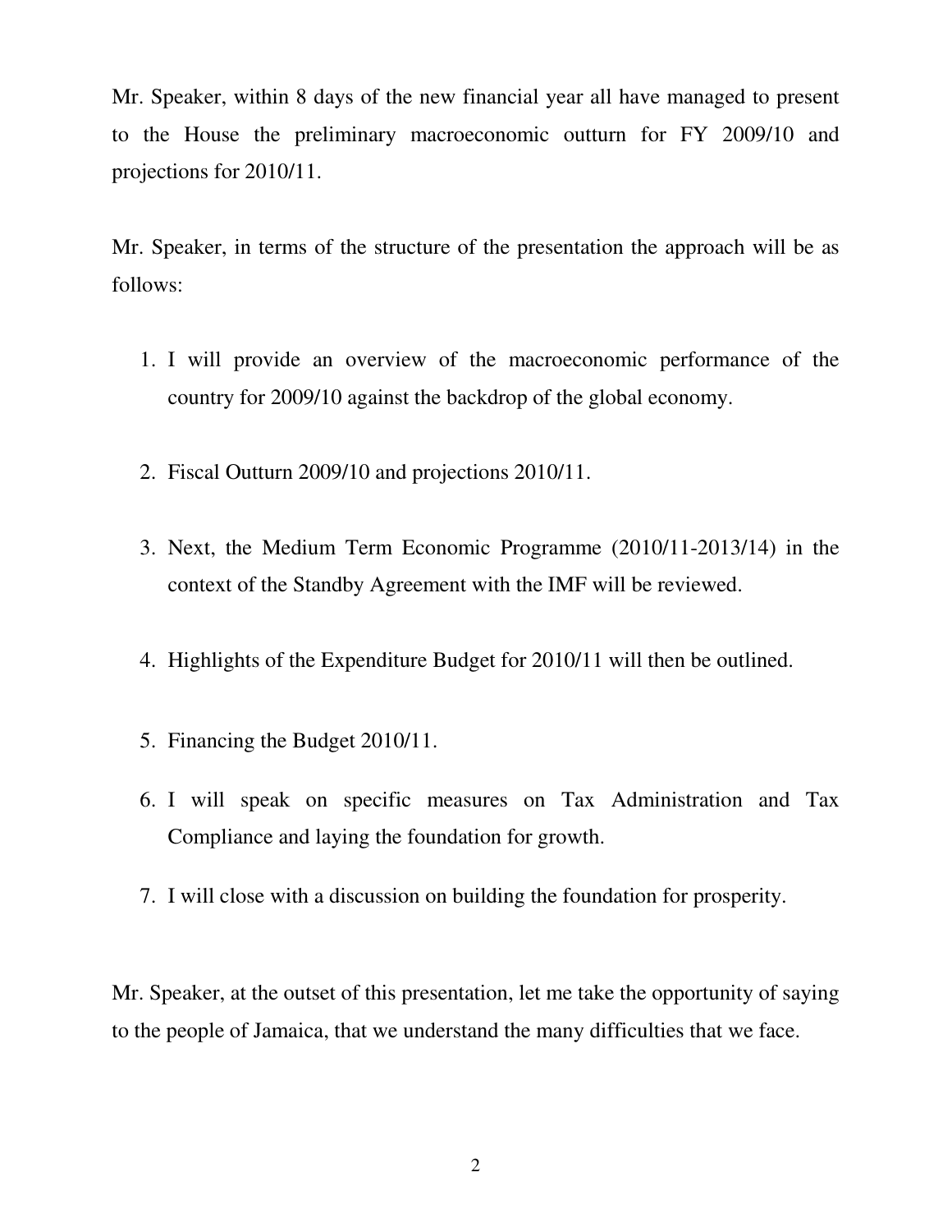Mr. Speaker, within 8 days of the new financial year all have managed to present to the House the preliminary macroeconomic outturn for FY 2009/10 and projections for 2010/11.

Mr. Speaker, in terms of the structure of the presentation the approach will be as follows:

1. I will provide an overview of the macroeconomic performance of the country for 2009/10 against the backdrop of the global economy.
2. Fiscal Outturn 2009/10 and projections 2010/11.
3. Next, the Medium Term Economic Programme (2010/11-2013/14) in the context of the Standby Agreement with the IMF will be reviewed.
4. Highlights of the Expenditure Budget for 2010/11 will then be outlined.
5. Financing the Budget 2010/11.
6. I will speak on specific measures on Tax Administration and Tax Compliance and laying the foundation for growth.
7. I will close with a discussion on building the foundation for prosperity.

Mr. Speaker, at the outset of this presentation, let me take the opportunity of saying to the people of Jamaica, that we understand the many difficulties that we face.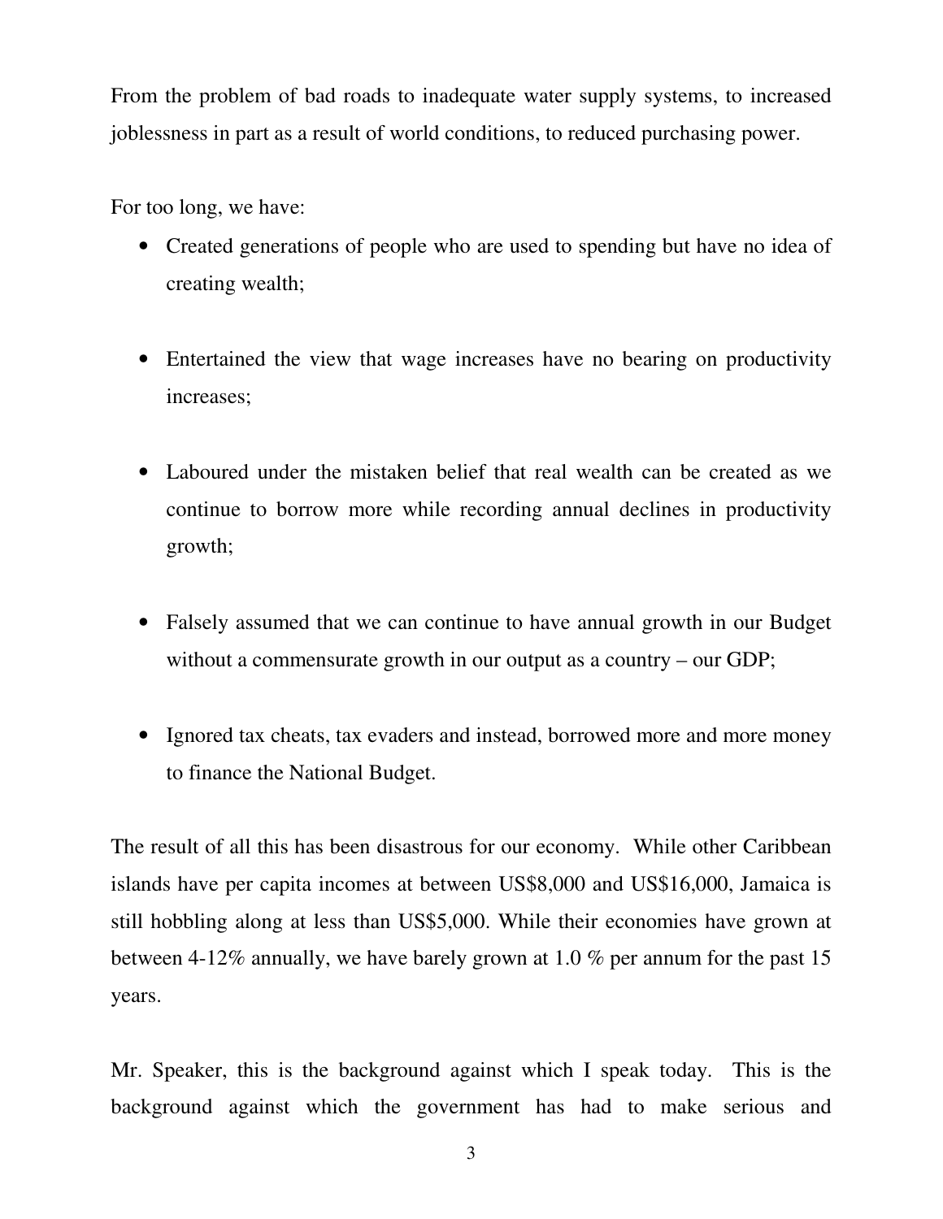From the problem of bad roads to inadequate water supply systems, to increased joblessness in part as a result of world conditions, to reduced purchasing power.

For too long, we have:

- Created generations of people who are used to spending but have no idea of creating wealth;

- Entertained the view that wage increases have no bearing on productivity increases;

- Laboured under the mistaken belief that real wealth can be created as we continue to borrow more while recording annual declines in productivity growth;

- Falsely assumed that we can continue to have annual growth in our Budget without a commensurate growth in our output as a country – our GDP;

- Ignored tax cheats, tax evaders and instead, borrowed more and more money to finance the National Budget.

The result of all this has been disastrous for our economy. While other Caribbean islands have per capita incomes at between US$8,000 and US$16,000, Jamaica is still hobbling along at less than US$5,000. While their economies have grown at between 4-12% annually, we have barely grown at 1.0 % per annum for the past 15 years.

Mr. Speaker, this is the background against which I speak today. This is the background against which the government has had to make serious and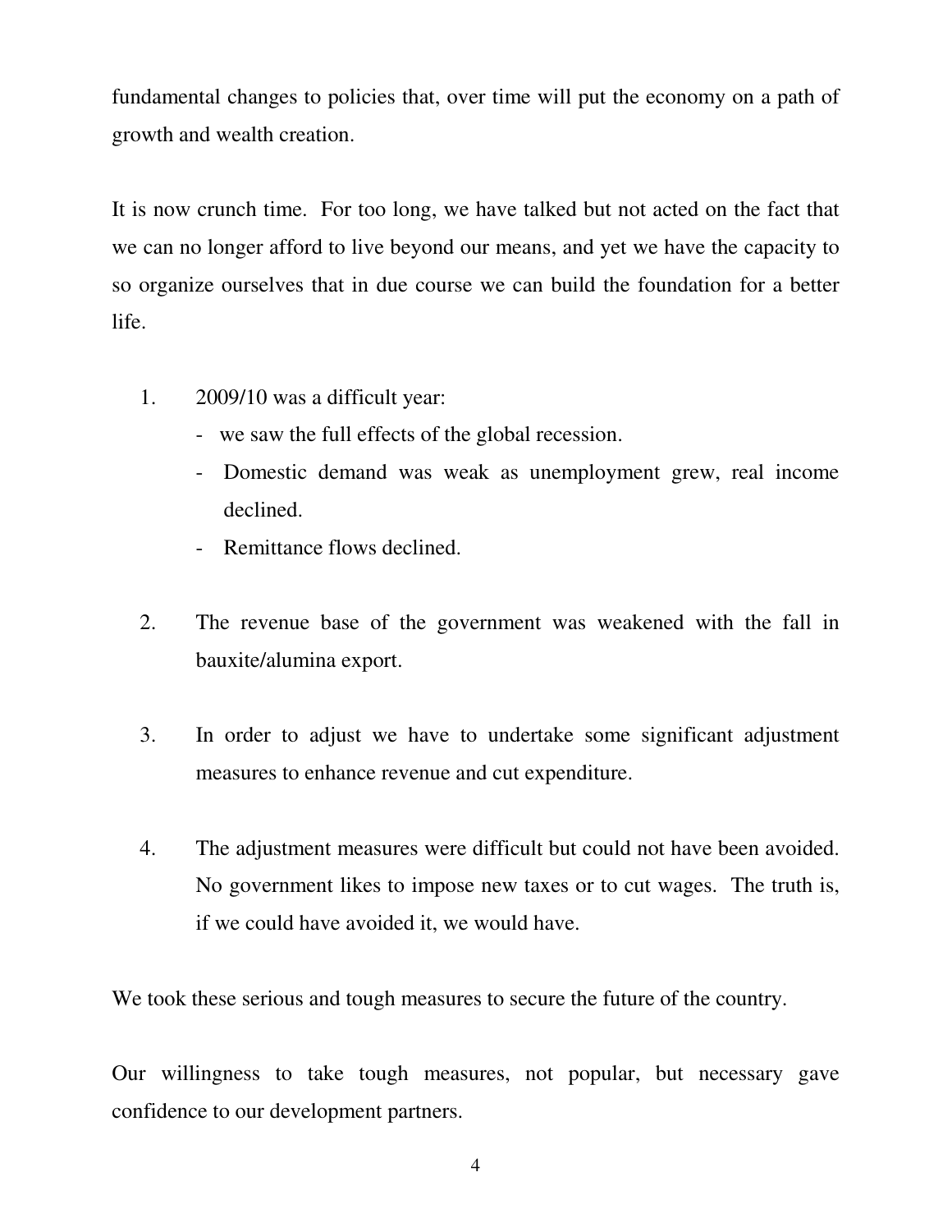fundamental changes to policies that, over time will put the economy on a path of growth and wealth creation.

It is now crunch time. For too long, we have talked but not acted on the fact that we can no longer afford to live beyond our means, and yet we have the capacity to so organize ourselves that in due course we can build the foundation for a better life.

1. 2009/10 was a difficult year:
   - we saw the full effects of the global recession.
   - Domestic demand was weak as unemployment grew, real income declined.
   - Remittance flows declined.

2. The revenue base of the government was weakened with the fall in bauxite/alumina export.

3. In order to adjust we have to undertake some significant adjustment measures to enhance revenue and cut expenditure.

4. The adjustment measures were difficult but could not have been avoided. No government likes to impose new taxes or to cut wages. The truth is, if we could have avoided it, we would have.

We took these serious and tough measures to secure the future of the country.

Our willingness to take tough measures, not popular, but necessary gave confidence to our development partners.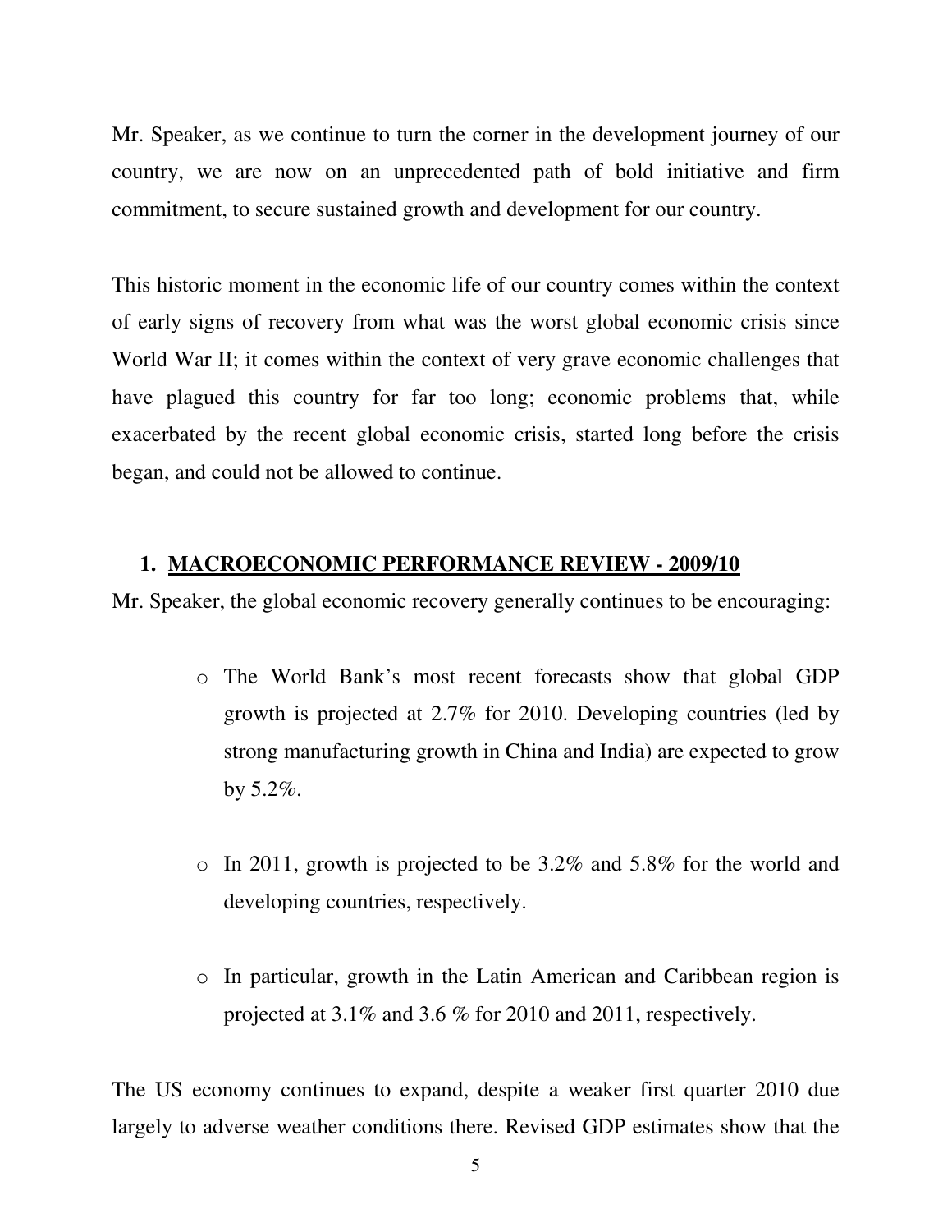Mr. Speaker, as we continue to turn the corner in the development journey of our country, we are now on an unprecedented path of bold initiative and firm commitment, to secure sustained growth and development for our country.

This historic moment in the economic life of our country comes within the context of early signs of recovery from what was the worst global economic crisis since World War II; it comes within the context of very grave economic challenges that have plagued this country for far too long; economic problems that, while exacerbated by the recent global economic crisis, started long before the crisis began, and could not be allowed to continue.

## 1. MACROECONOMIC PERFORMANCE REVIEW - 2009/10

Mr. Speaker, the global economic recovery generally continues to be encouraging:

- The World Bank's most recent forecasts show that global GDP growth is projected at 2.7% for 2010. Developing countries (led by strong manufacturing growth in China and India) are expected to grow by 5.2%.

- In 2011, growth is projected to be 3.2% and 5.8% for the world and developing countries, respectively.

- In particular, growth in the Latin American and Caribbean region is projected at 3.1% and 3.6 % for 2010 and 2011, respectively.

The US economy continues to expand, despite a weaker first quarter 2010 due largely to adverse weather conditions there. Revised GDP estimates show that the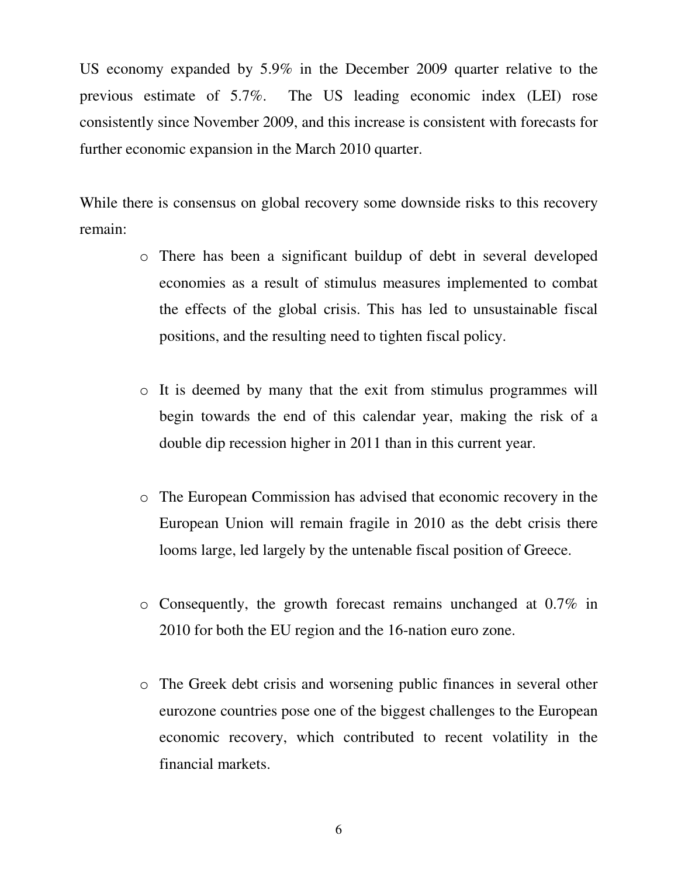US economy expanded by 5.9% in the December 2009 quarter relative to the previous estimate of 5.7%. The US leading economic index (LEI) rose consistently since November 2009, and this increase is consistent with forecasts for further economic expansion in the March 2010 quarter.

While there is consensus on global recovery some downside risks to this recovery remain:

- There has been a significant buildup of debt in several developed economies as a result of stimulus measures implemented to combat the effects of the global crisis. This has led to unsustainable fiscal positions, and the resulting need to tighten fiscal policy.

- It is deemed by many that the exit from stimulus programmes will begin towards the end of this calendar year, making the risk of a double dip recession higher in 2011 than in this current year.

- The European Commission has advised that economic recovery in the European Union will remain fragile in 2010 as the debt crisis there looms large, led largely by the untenable fiscal position of Greece.

- Consequently, the growth forecast remains unchanged at 0.7% in 2010 for both the EU region and the 16-nation euro zone.

- The Greek debt crisis and worsening public finances in several other eurozone countries pose one of the biggest challenges to the European economic recovery, which contributed to recent volatility in the financial markets.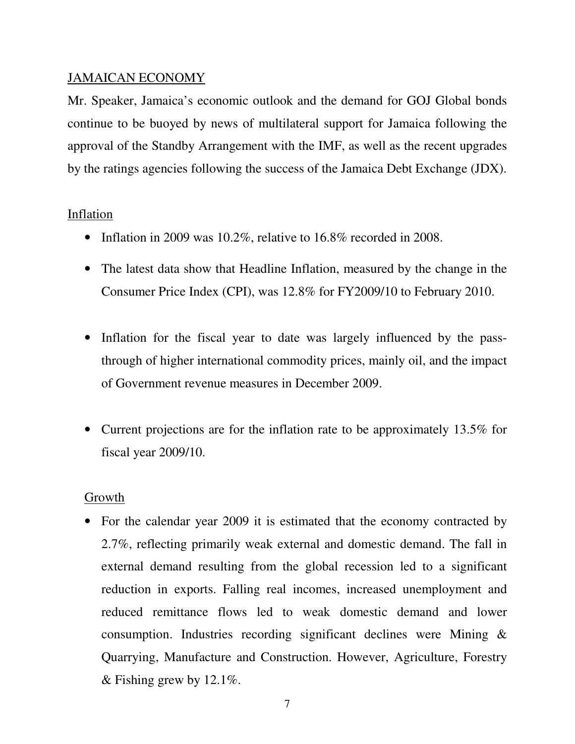## JAMAICAN ECONOMY

Mr. Speaker, Jamaica's economic outlook and the demand for GOJ Global bonds continue to be buoyed by news of multilateral support for Jamaica following the approval of the Standby Arrangement with the IMF, as well as the recent upgrades by the ratings agencies following the success of the Jamaica Debt Exchange (JDX).

### Inflation

- Inflation in 2009 was 10.2%, relative to 16.8% recorded in 2008.
- The latest data show that Headline Inflation, measured by the change in the Consumer Price Index (CPI), was 12.8% for FY2009/10 to February 2010.
- Inflation for the fiscal year to date was largely influenced by the pass-through of higher international commodity prices, mainly oil, and the impact of Government revenue measures in December 2009.
- Current projections are for the inflation rate to be approximately 13.5% for fiscal year 2009/10.

### Growth

- For the calendar year 2009 it is estimated that the economy contracted by 2.7%, reflecting primarily weak external and domestic demand. The fall in external demand resulting from the global recession led to a significant reduction in exports. Falling real incomes, increased unemployment and reduced remittance flows led to weak domestic demand and lower consumption. Industries recording significant declines were Mining & Quarrying, Manufacture and Construction. However, Agriculture, Forestry & Fishing grew by 12.1%.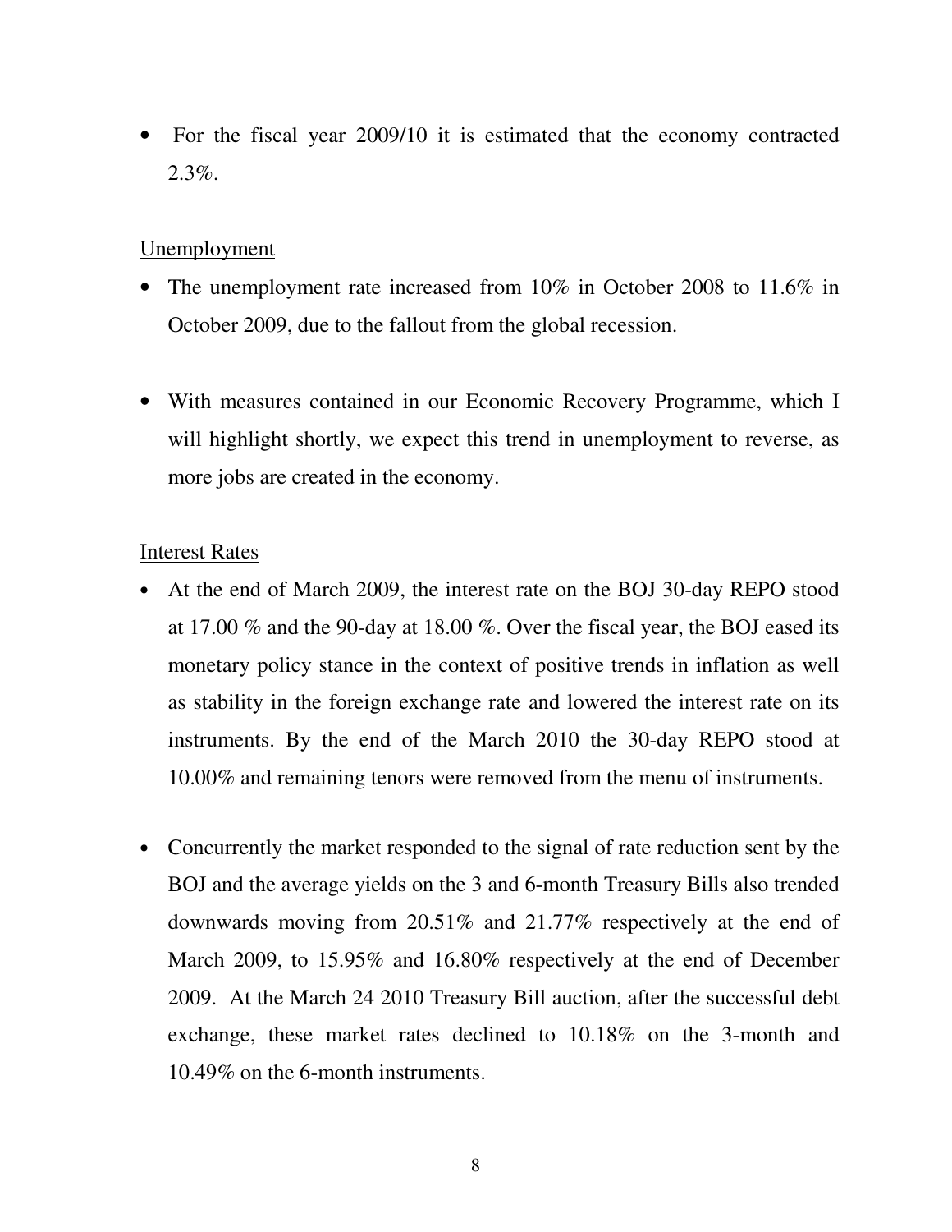- For the fiscal year 2009/10 it is estimated that the economy contracted 2.3%.

<u>Unemployment</u>

- The unemployment rate increased from 10% in October 2008 to 11.6% in October 2009, due to the fallout from the global recession.

- With measures contained in our Economic Recovery Programme, which I will highlight shortly, we expect this trend in unemployment to reverse, as more jobs are created in the economy.

<u>Interest Rates</u>

- At the end of March 2009, the interest rate on the BOJ 30-day REPO stood at 17.00 % and the 90-day at 18.00 %. Over the fiscal year, the BOJ eased its monetary policy stance in the context of positive trends in inflation as well as stability in the foreign exchange rate and lowered the interest rate on its instruments. By the end of the March 2010 the 30-day REPO stood at 10.00% and remaining tenors were removed from the menu of instruments.

- Concurrently the market responded to the signal of rate reduction sent by the BOJ and the average yields on the 3 and 6-month Treasury Bills also trended downwards moving from 20.51% and 21.77% respectively at the end of March 2009, to 15.95% and 16.80% respectively at the end of December 2009. At the March 24 2010 Treasury Bill auction, after the successful debt exchange, these market rates declined to 10.18% on the 3-month and 10.49% on the 6-month instruments.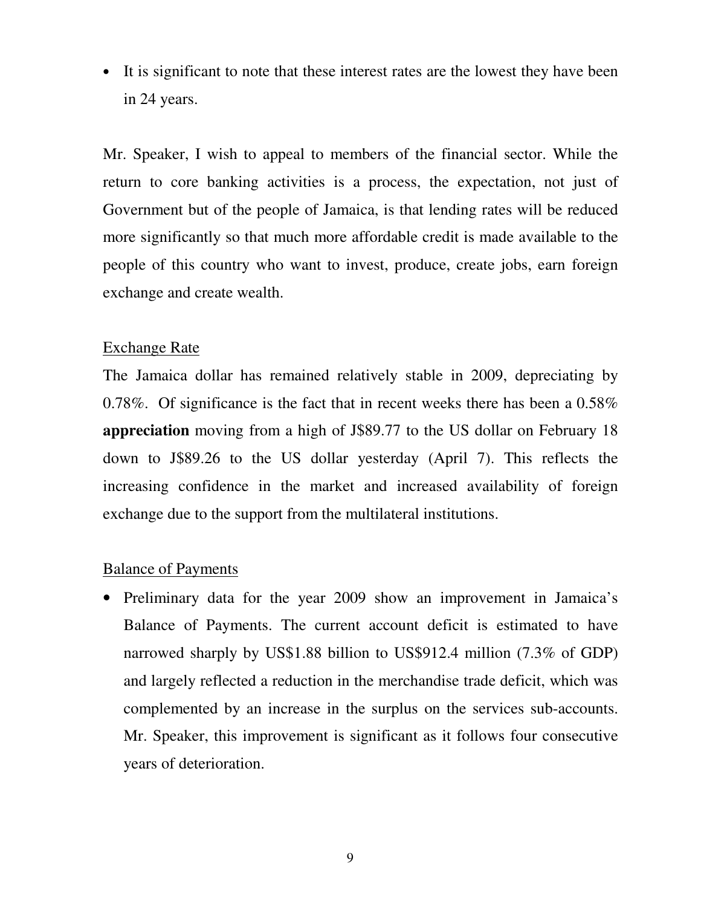- It is significant to note that these interest rates are the lowest they have been in 24 years.

Mr. Speaker, I wish to appeal to members of the financial sector. While the return to core banking activities is a process, the expectation, not just of Government but of the people of Jamaica, is that lending rates will be reduced more significantly so that much more affordable credit is made available to the people of this country who want to invest, produce, create jobs, earn foreign exchange and create wealth.

<u>Exchange Rate</u>

The Jamaica dollar has remained relatively stable in 2009, depreciating by 0.78%. Of significance is the fact that in recent weeks there has been a 0.58% **appreciation** moving from a high of J$89.77 to the US dollar on February 18 down to J$89.26 to the US dollar yesterday (April 7). This reflects the increasing confidence in the market and increased availability of foreign exchange due to the support from the multilateral institutions.

<u>Balance of Payments</u>

- Preliminary data for the year 2009 show an improvement in Jamaica's Balance of Payments. The current account deficit is estimated to have narrowed sharply by US$1.88 billion to US$912.4 million (7.3% of GDP) and largely reflected a reduction in the merchandise trade deficit, which was complemented by an increase in the surplus on the services sub-accounts. Mr. Speaker, this improvement is significant as it follows four consecutive years of deterioration.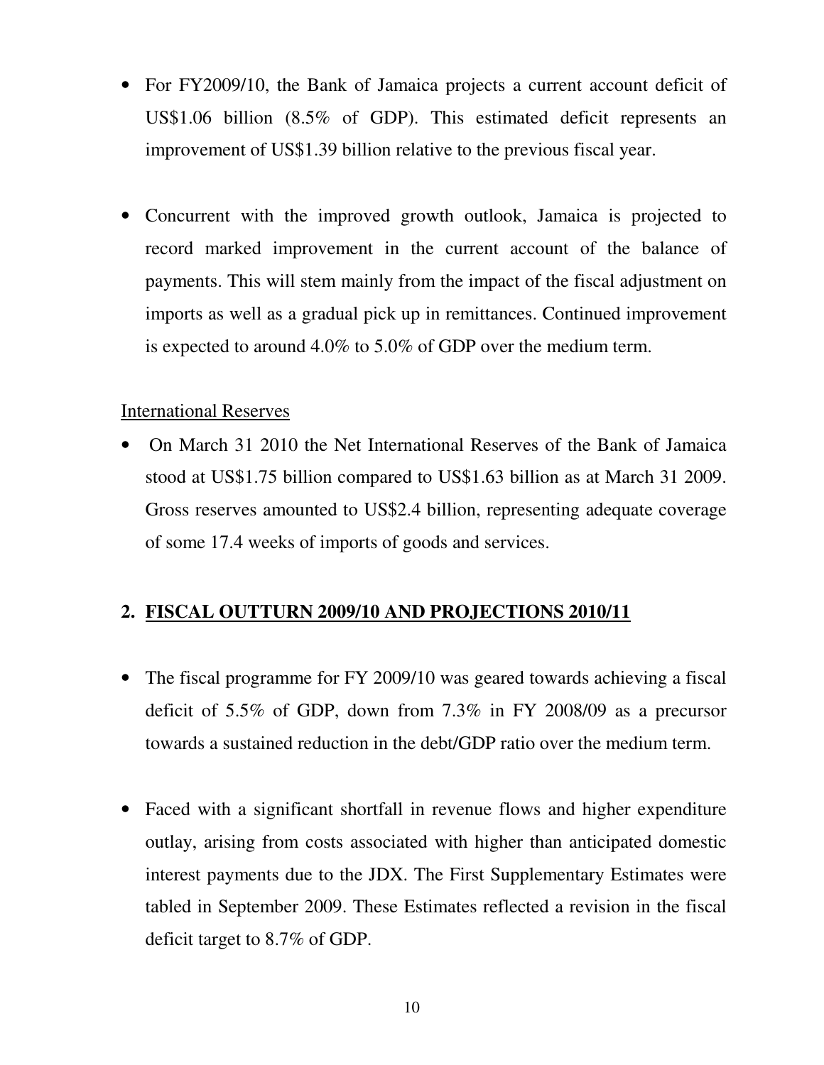- For FY2009/10, the Bank of Jamaica projects a current account deficit of US$1.06 billion (8.5% of GDP). This estimated deficit represents an improvement of US$1.39 billion relative to the previous fiscal year.

- Concurrent with the improved growth outlook, Jamaica is projected to record marked improvement in the current account of the balance of payments. This will stem mainly from the impact of the fiscal adjustment on imports as well as a gradual pick up in remittances. Continued improvement is expected to around 4.0% to 5.0% of GDP over the medium term.

<u>International Reserves</u>

- On March 31 2010 the Net International Reserves of the Bank of Jamaica stood at US$1.75 billion compared to US$1.63 billion as at March 31 2009. Gross reserves amounted to US$2.4 billion, representing adequate coverage of some 17.4 weeks of imports of goods and services.

## 2. FISCAL OUTTURN 2009/10 AND PROJECTIONS 2010/11

- The fiscal programme for FY 2009/10 was geared towards achieving a fiscal deficit of 5.5% of GDP, down from 7.3% in FY 2008/09 as a precursor towards a sustained reduction in the debt/GDP ratio over the medium term.

- Faced with a significant shortfall in revenue flows and higher expenditure outlay, arising from costs associated with higher than anticipated domestic interest payments due to the JDX. The First Supplementary Estimates were tabled in September 2009. These Estimates reflected a revision in the fiscal deficit target to 8.7% of GDP.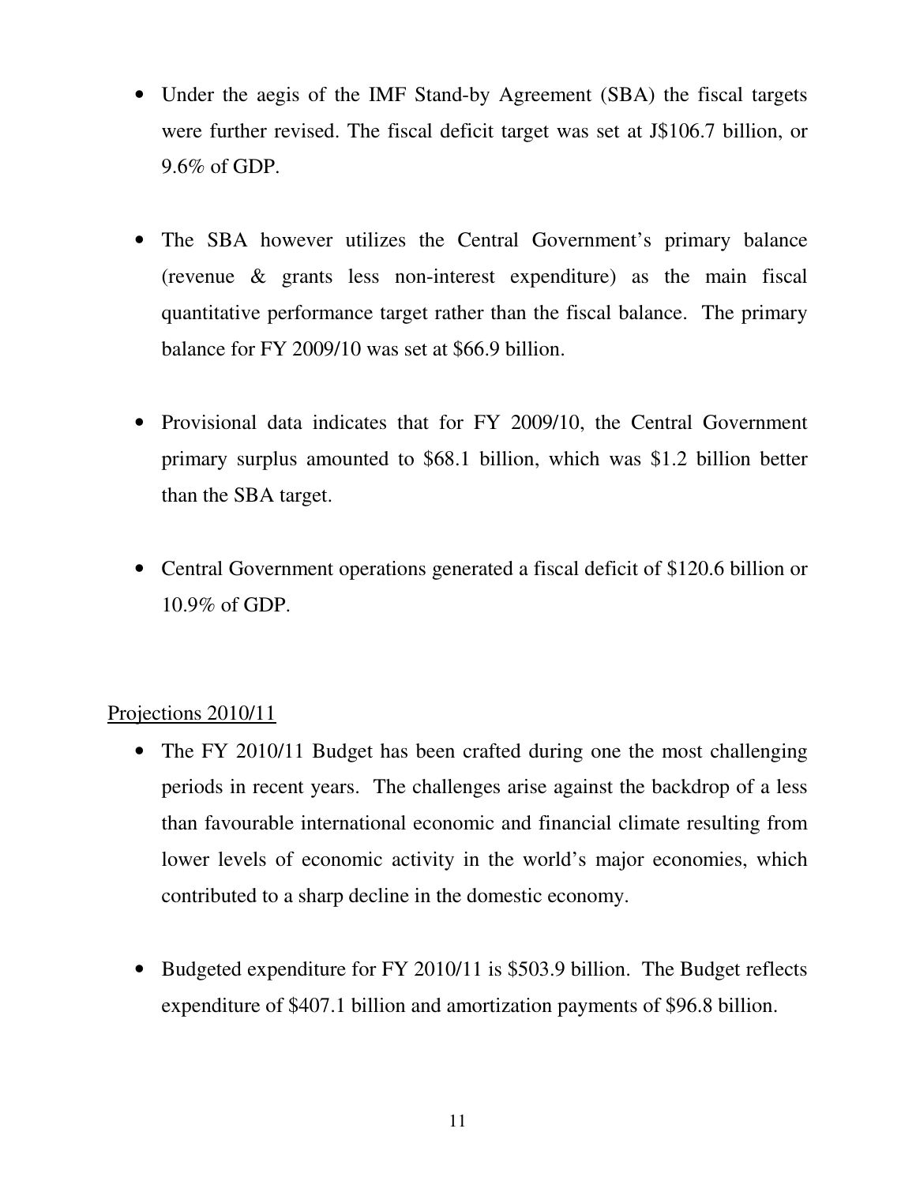- Under the aegis of the IMF Stand-by Agreement (SBA) the fiscal targets were further revised. The fiscal deficit target was set at J$106.7 billion, or 9.6% of GDP.

- The SBA however utilizes the Central Government's primary balance (revenue & grants less non-interest expenditure) as the main fiscal quantitative performance target rather than the fiscal balance. The primary balance for FY 2009/10 was set at $66.9 billion.

- Provisional data indicates that for FY 2009/10, the Central Government primary surplus amounted to $68.1 billion, which was $1.2 billion better than the SBA target.

- Central Government operations generated a fiscal deficit of $120.6 billion or 10.9% of GDP.

<u>Projections 2010/11</u>

- The FY 2010/11 Budget has been crafted during one the most challenging periods in recent years. The challenges arise against the backdrop of a less than favourable international economic and financial climate resulting from lower levels of economic activity in the world's major economies, which contributed to a sharp decline in the domestic economy.

- Budgeted expenditure for FY 2010/11 is $503.9 billion. The Budget reflects expenditure of $407.1 billion and amortization payments of $96.8 billion.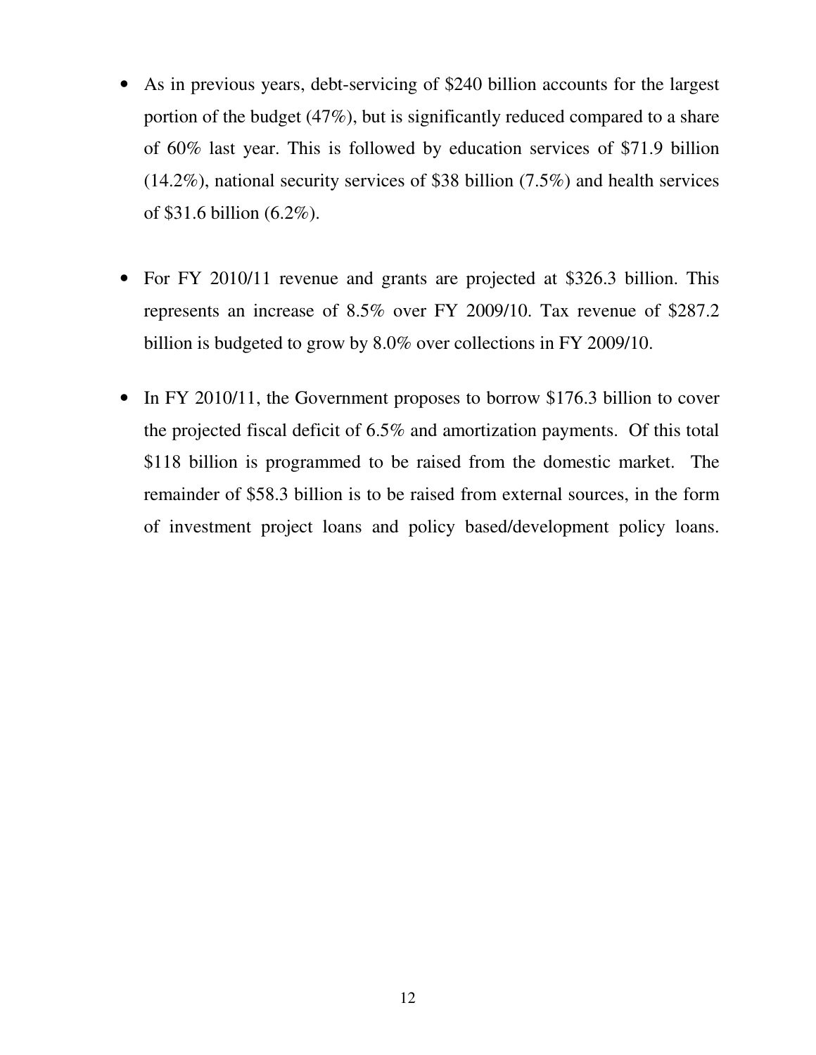- As in previous years, debt-servicing of $240 billion accounts for the largest portion of the budget (47%), but is significantly reduced compared to a share of 60% last year. This is followed by education services of $71.9 billion (14.2%), national security services of $38 billion (7.5%) and health services of $31.6 billion (6.2%).

- For FY 2010/11 revenue and grants are projected at $326.3 billion. This represents an increase of 8.5% over FY 2009/10. Tax revenue of $287.2 billion is budgeted to grow by 8.0% over collections in FY 2009/10.

- In FY 2010/11, the Government proposes to borrow $176.3 billion to cover the projected fiscal deficit of 6.5% and amortization payments. Of this total $118 billion is programmed to be raised from the domestic market. The remainder of $58.3 billion is to be raised from external sources, in the form of investment project loans and policy based/development policy loans.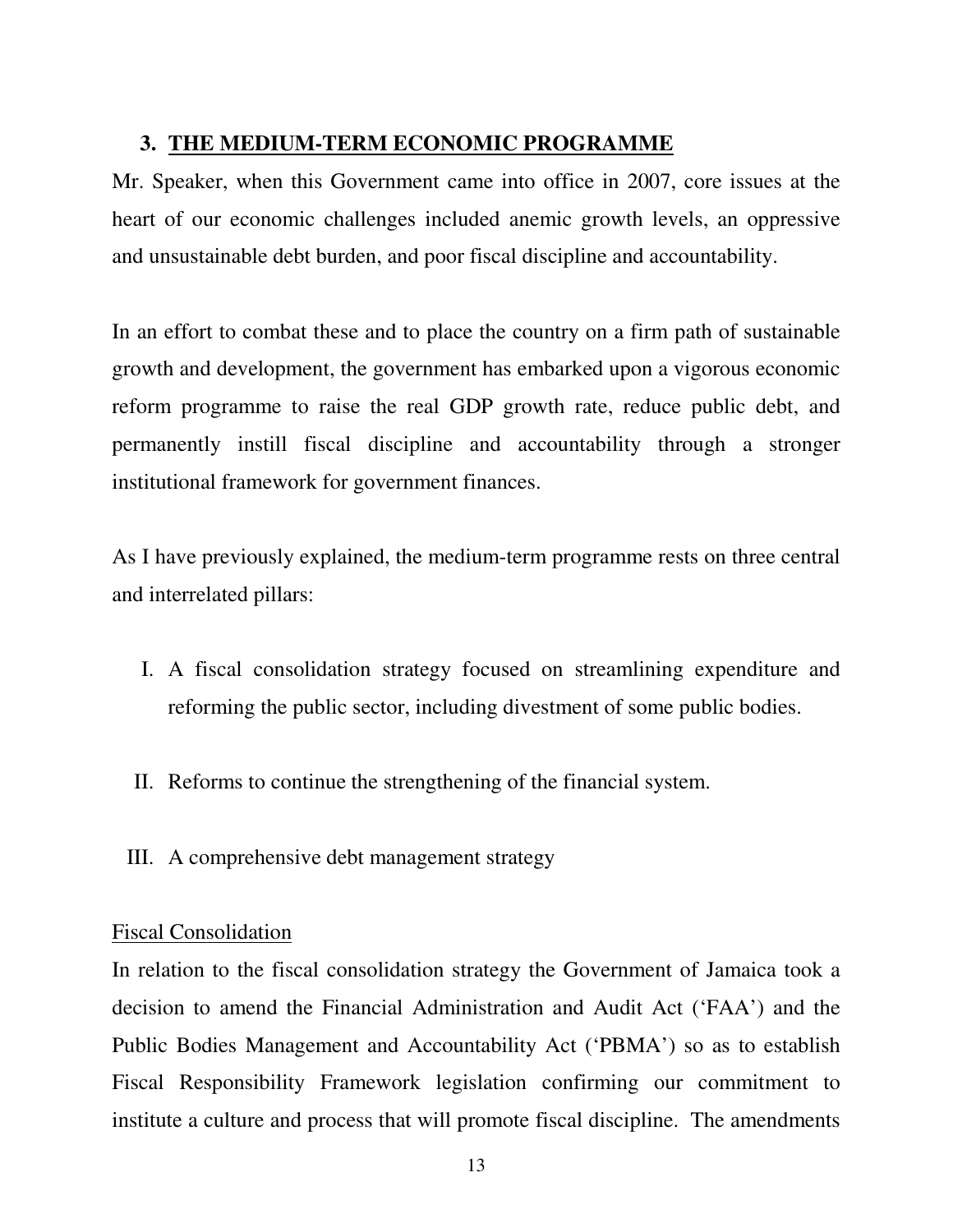## 3. THE MEDIUM-TERM ECONOMIC PROGRAMME

Mr. Speaker, when this Government came into office in 2007, core issues at the heart of our economic challenges included anemic growth levels, an oppressive and unsustainable debt burden, and poor fiscal discipline and accountability.

In an effort to combat these and to place the country on a firm path of sustainable growth and development, the government has embarked upon a vigorous economic reform programme to raise the real GDP growth rate, reduce public debt, and permanently instill fiscal discipline and accountability through a stronger institutional framework for government finances.

As I have previously explained, the medium-term programme rests on three central and interrelated pillars:

I. A fiscal consolidation strategy focused on streamlining expenditure and reforming the public sector, including divestment of some public bodies.

II. Reforms to continue the strengthening of the financial system.

III. A comprehensive debt management strategy

Fiscal Consolidation

In relation to the fiscal consolidation strategy the Government of Jamaica took a decision to amend the Financial Administration and Audit Act ('FAA') and the Public Bodies Management and Accountability Act ('PBMA') so as to establish Fiscal Responsibility Framework legislation confirming our commitment to institute a culture and process that will promote fiscal discipline. The amendments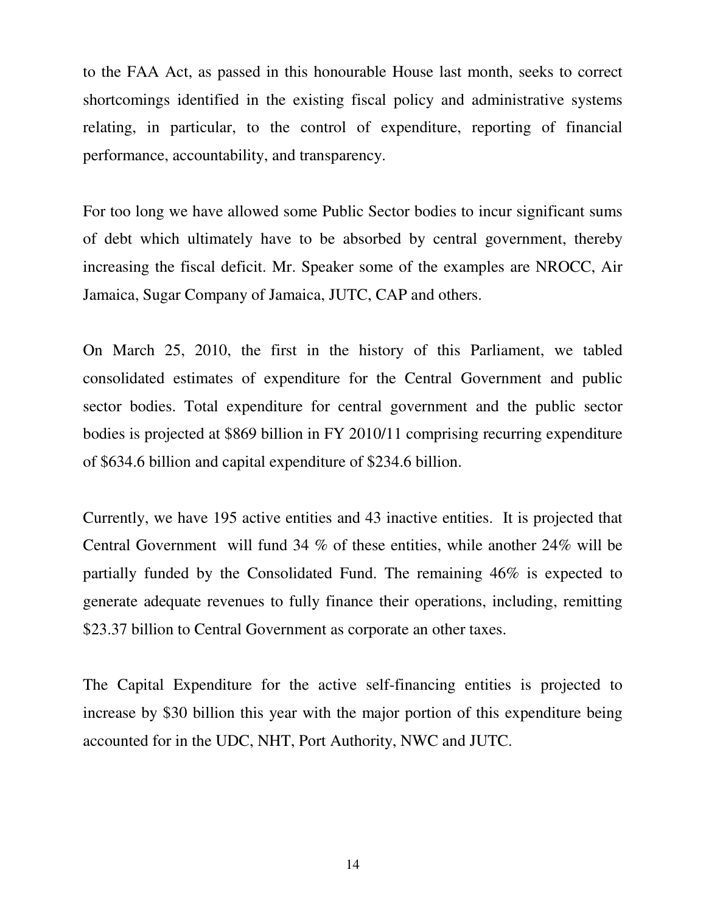to the FAA Act, as passed in this honourable House last month, seeks to correct shortcomings identified in the existing fiscal policy and administrative systems relating, in particular, to the control of expenditure, reporting of financial performance, accountability, and transparency.

For too long we have allowed some Public Sector bodies to incur significant sums of debt which ultimately have to be absorbed by central government, thereby increasing the fiscal deficit. Mr. Speaker some of the examples are NROCC, Air Jamaica, Sugar Company of Jamaica, JUTC, CAP and others.

On March 25, 2010, the first in the history of this Parliament, we tabled consolidated estimates of expenditure for the Central Government and public sector bodies. Total expenditure for central government and the public sector bodies is projected at $869 billion in FY 2010/11 comprising recurring expenditure of $634.6 billion and capital expenditure of $234.6 billion.

Currently, we have 195 active entities and 43 inactive entities. It is projected that Central Government will fund 34 % of these entities, while another 24% will be partially funded by the Consolidated Fund. The remaining 46% is expected to generate adequate revenues to fully finance their operations, including, remitting $23.37 billion to Central Government as corporate an other taxes.

The Capital Expenditure for the active self-financing entities is projected to increase by $30 billion this year with the major portion of this expenditure being accounted for in the UDC, NHT, Port Authority, NWC and JUTC.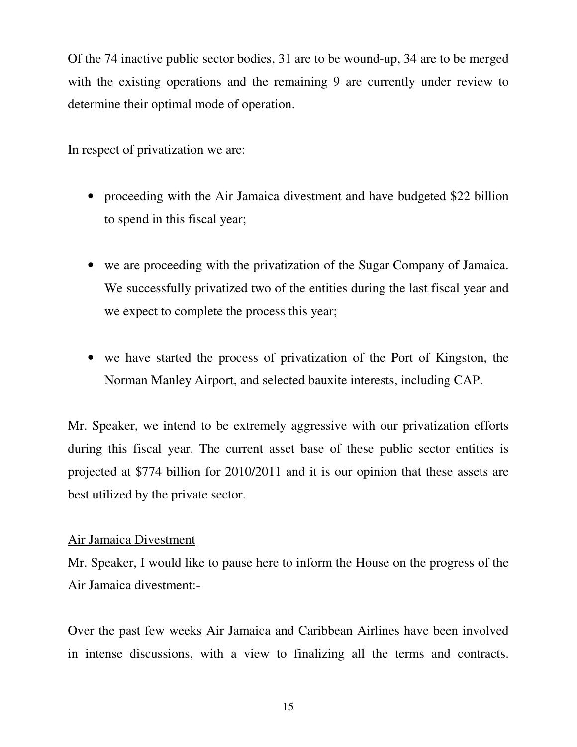Of the 74 inactive public sector bodies, 31 are to be wound-up, 34 are to be merged with the existing operations and the remaining 9 are currently under review to determine their optimal mode of operation.

In respect of privatization we are:

- proceeding with the Air Jamaica divestment and have budgeted $22 billion to spend in this fiscal year;
- we are proceeding with the privatization of the Sugar Company of Jamaica. We successfully privatized two of the entities during the last fiscal year and we expect to complete the process this year;
- we have started the process of privatization of the Port of Kingston, the Norman Manley Airport, and selected bauxite interests, including CAP.

Mr. Speaker, we intend to be extremely aggressive with our privatization efforts during this fiscal year. The current asset base of these public sector entities is projected at $774 billion for 2010/2011 and it is our opinion that these assets are best utilized by the private sector.

<u>Air Jamaica Divestment</u>

Mr. Speaker, I would like to pause here to inform the House on the progress of the Air Jamaica divestment:-

Over the past few weeks Air Jamaica and Caribbean Airlines have been involved in intense discussions, with a view to finalizing all the terms and contracts.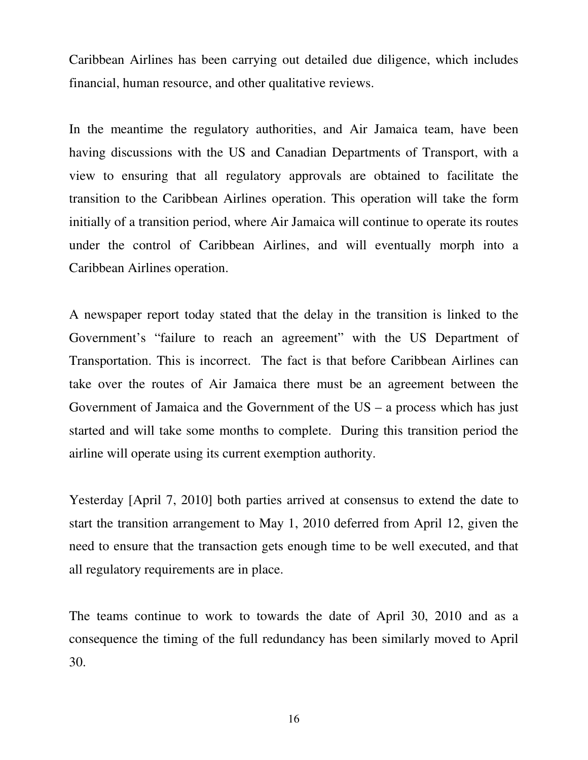Caribbean Airlines has been carrying out detailed due diligence, which includes financial, human resource, and other qualitative reviews.

In the meantime the regulatory authorities, and Air Jamaica team, have been having discussions with the US and Canadian Departments of Transport, with a view to ensuring that all regulatory approvals are obtained to facilitate the transition to the Caribbean Airlines operation. This operation will take the form initially of a transition period, where Air Jamaica will continue to operate its routes under the control of Caribbean Airlines, and will eventually morph into a Caribbean Airlines operation.

A newspaper report today stated that the delay in the transition is linked to the Government's "failure to reach an agreement" with the US Department of Transportation. This is incorrect. The fact is that before Caribbean Airlines can take over the routes of Air Jamaica there must be an agreement between the Government of Jamaica and the Government of the US – a process which has just started and will take some months to complete. During this transition period the airline will operate using its current exemption authority.

Yesterday [April 7, 2010] both parties arrived at consensus to extend the date to start the transition arrangement to May 1, 2010 deferred from April 12, given the need to ensure that the transaction gets enough time to be well executed, and that all regulatory requirements are in place.

The teams continue to work to towards the date of April 30, 2010 and as a consequence the timing of the full redundancy has been similarly moved to April 30.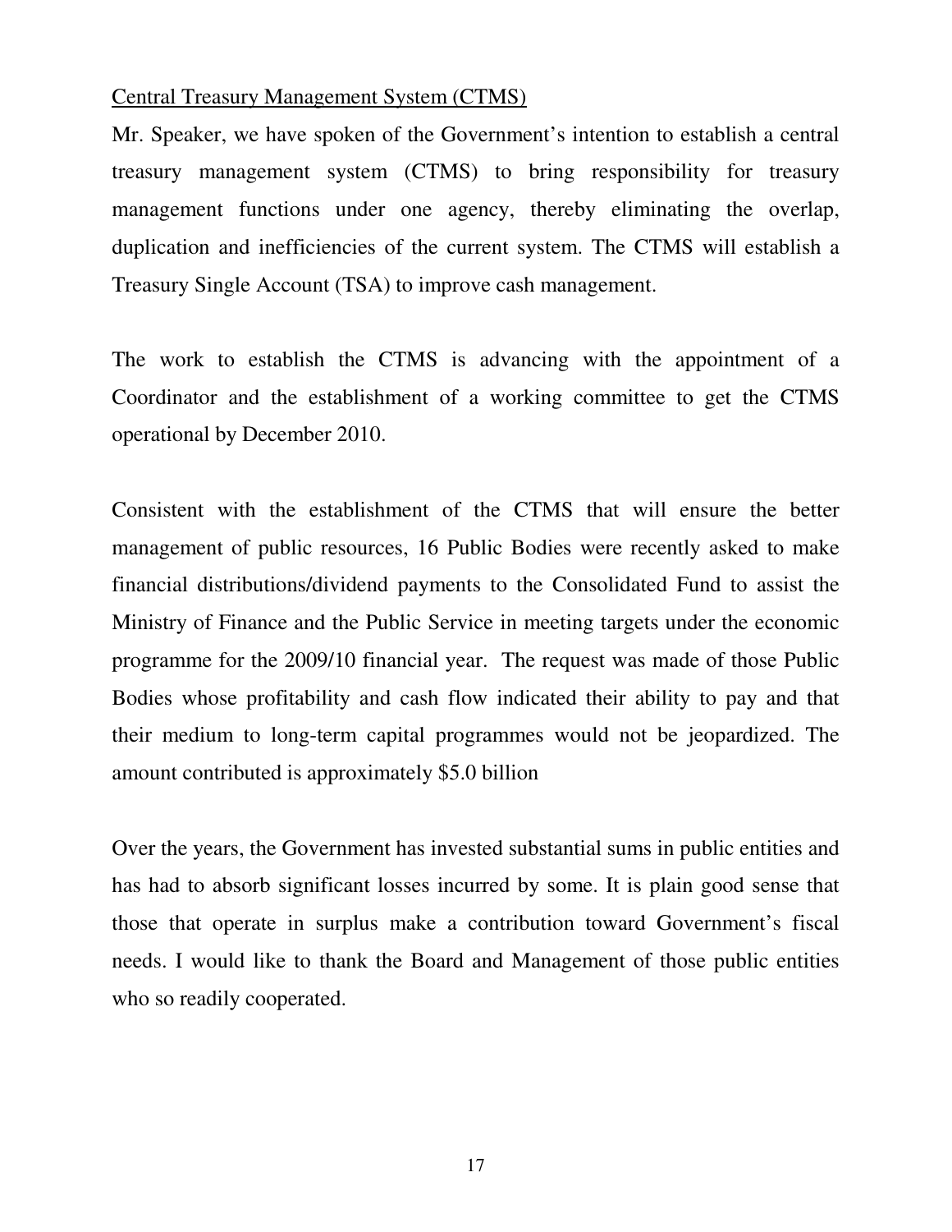## Central Treasury Management System (CTMS)

Mr. Speaker, we have spoken of the Government's intention to establish a central treasury management system (CTMS) to bring responsibility for treasury management functions under one agency, thereby eliminating the overlap, duplication and inefficiencies of the current system. The CTMS will establish a Treasury Single Account (TSA) to improve cash management.

The work to establish the CTMS is advancing with the appointment of a Coordinator and the establishment of a working committee to get the CTMS operational by December 2010.

Consistent with the establishment of the CTMS that will ensure the better management of public resources, 16 Public Bodies were recently asked to make financial distributions/dividend payments to the Consolidated Fund to assist the Ministry of Finance and the Public Service in meeting targets under the economic programme for the 2009/10 financial year. The request was made of those Public Bodies whose profitability and cash flow indicated their ability to pay and that their medium to long-term capital programmes would not be jeopardized. The amount contributed is approximately $5.0 billion

Over the years, the Government has invested substantial sums in public entities and has had to absorb significant losses incurred by some. It is plain good sense that those that operate in surplus make a contribution toward Government's fiscal needs. I would like to thank the Board and Management of those public entities who so readily cooperated.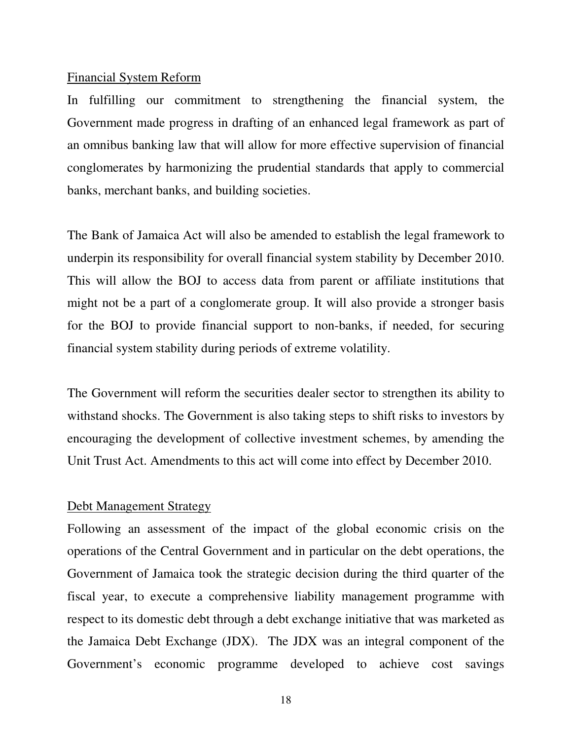## Financial System Reform

In fulfilling our commitment to strengthening the financial system, the Government made progress in drafting of an enhanced legal framework as part of an omnibus banking law that will allow for more effective supervision of financial conglomerates by harmonizing the prudential standards that apply to commercial banks, merchant banks, and building societies.

The Bank of Jamaica Act will also be amended to establish the legal framework to underpin its responsibility for overall financial system stability by December 2010. This will allow the BOJ to access data from parent or affiliate institutions that might not be a part of a conglomerate group. It will also provide a stronger basis for the BOJ to provide financial support to non-banks, if needed, for securing financial system stability during periods of extreme volatility.

The Government will reform the securities dealer sector to strengthen its ability to withstand shocks. The Government is also taking steps to shift risks to investors by encouraging the development of collective investment schemes, by amending the Unit Trust Act. Amendments to this act will come into effect by December 2010.

## Debt Management Strategy

Following an assessment of the impact of the global economic crisis on the operations of the Central Government and in particular on the debt operations, the Government of Jamaica took the strategic decision during the third quarter of the fiscal year, to execute a comprehensive liability management programme with respect to its domestic debt through a debt exchange initiative that was marketed as the Jamaica Debt Exchange (JDX). The JDX was an integral component of the Government's economic programme developed to achieve cost savings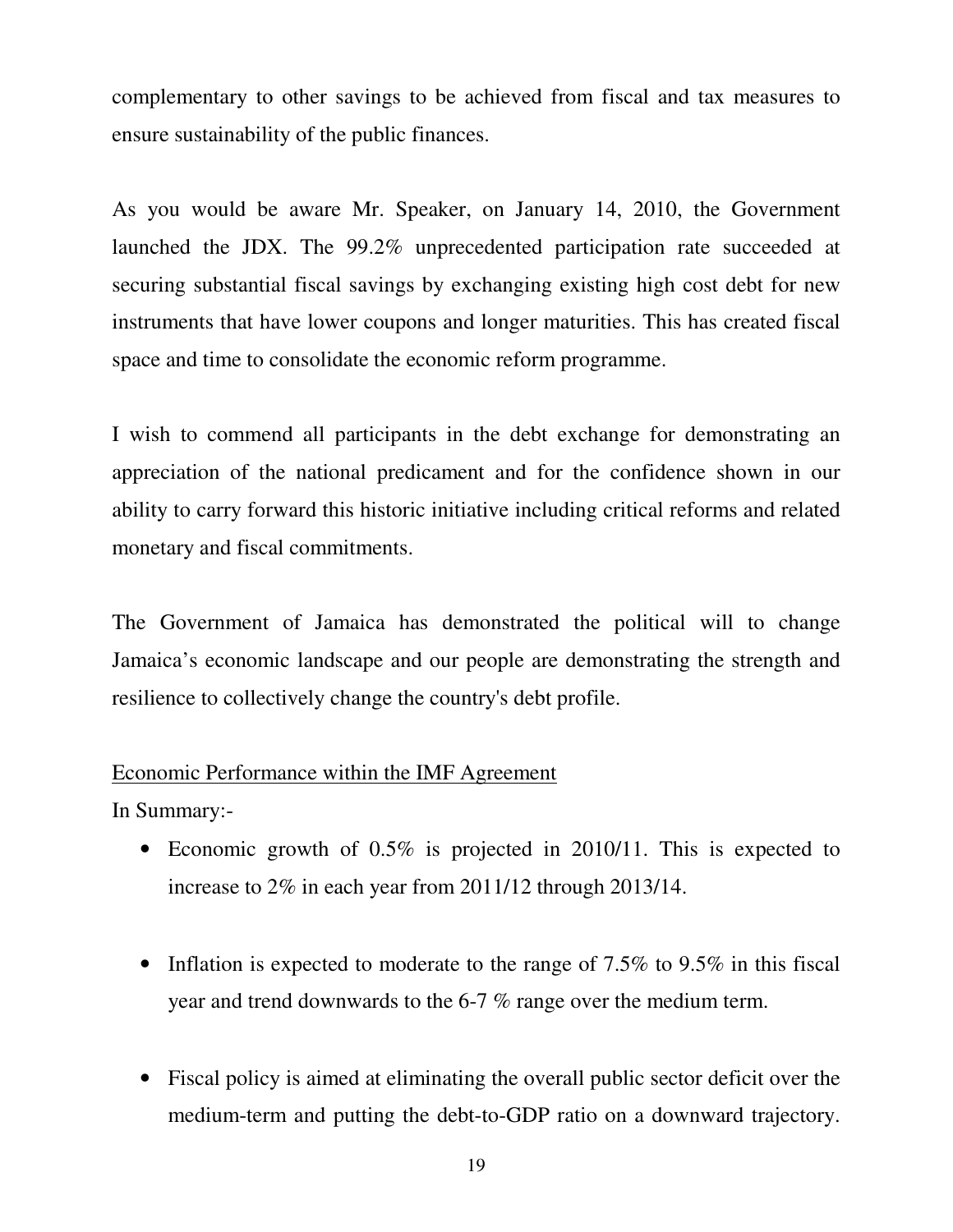complementary to other savings to be achieved from fiscal and tax measures to ensure sustainability of the public finances.

As you would be aware Mr. Speaker, on January 14, 2010, the Government launched the JDX. The 99.2% unprecedented participation rate succeeded at securing substantial fiscal savings by exchanging existing high cost debt for new instruments that have lower coupons and longer maturities. This has created fiscal space and time to consolidate the economic reform programme.

I wish to commend all participants in the debt exchange for demonstrating an appreciation of the national predicament and for the confidence shown in our ability to carry forward this historic initiative including critical reforms and related monetary and fiscal commitments.

The Government of Jamaica has demonstrated the political will to change Jamaica's economic landscape and our people are demonstrating the strength and resilience to collectively change the country's debt profile.

<u>Economic Performance within the IMF Agreement</u>

In Summary:-

- Economic growth of 0.5% is projected in 2010/11. This is expected to increase to 2% in each year from 2011/12 through 2013/14.

- Inflation is expected to moderate to the range of 7.5% to 9.5% in this fiscal year and trend downwards to the 6-7 % range over the medium term.

- Fiscal policy is aimed at eliminating the overall public sector deficit over the medium-term and putting the debt-to-GDP ratio on a downward trajectory.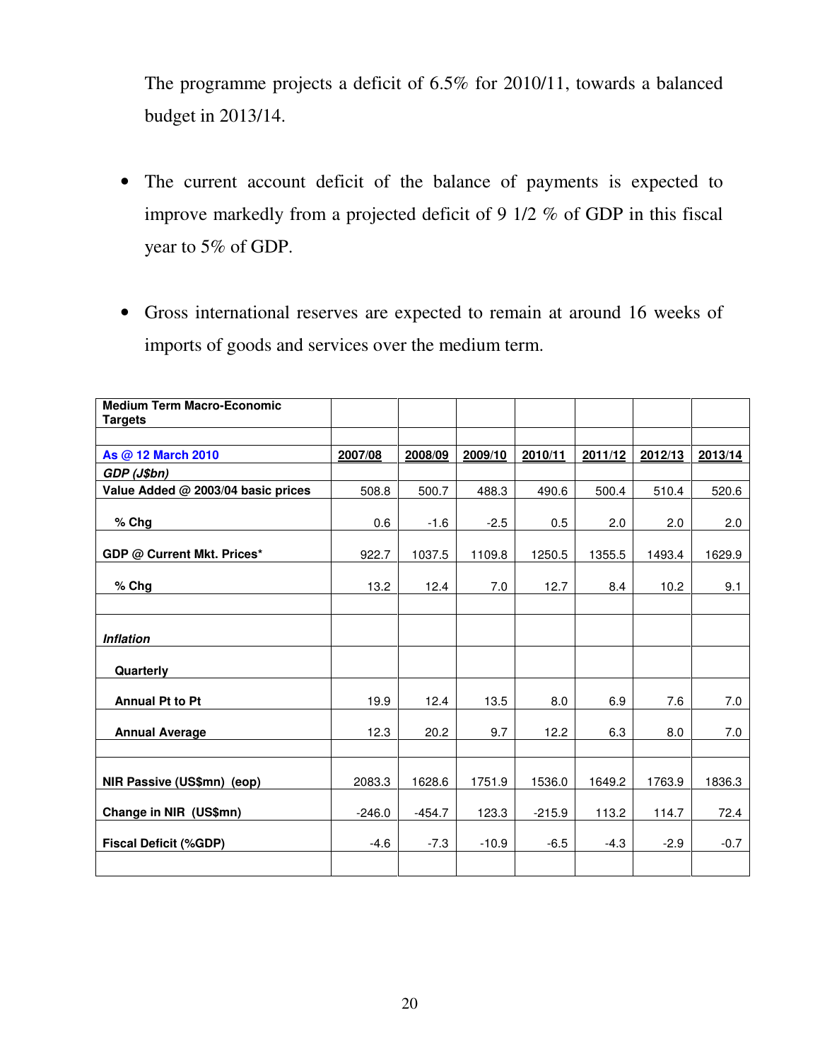The programme projects a deficit of 6.5% for 2010/11, towards a balanced budget in 2013/14.

- The current account deficit of the balance of payments is expected to improve markedly from a projected deficit of 9 1/2 % of GDP in this fiscal year to 5% of GDP.

- Gross international reserves are expected to remain at around 16 weeks of imports of goods and services over the medium term.

| **Medium Term Macro-Economic Targets** | | | | | | | |
|---|---|---|---|---|---|---|---|
| | | | | | | | |
| **As @ 12 March 2010** | **2007/08** | **2008/09** | **2009/10** | **2010/11** | **2011/12** | **2012/13** | **2013/14** |
| ***GDP (J$bn)*** | | | | | | | |
| **Value Added @ 2003/04 basic prices** | 508.8 | 500.7 | 488.3 | 490.6 | 500.4 | 510.4 | 520.6 |
| **% Chg** | 0.6 | -1.6 | -2.5 | 0.5 | 2.0 | 2.0 | 2.0 |
| **GDP @ Current Mkt. Prices*** | 922.7 | 1037.5 | 1109.8 | 1250.5 | 1355.5 | 1493.4 | 1629.9 |
| **% Chg** | 13.2 | 12.4 | 7.0 | 12.7 | 8.4 | 10.2 | 9.1 |
| | | | | | | | |
| ***Inflation*** | | | | | | | |
| **Quarterly** | | | | | | | |
| **Annual Pt to Pt** | 19.9 | 12.4 | 13.5 | 8.0 | 6.9 | 7.6 | 7.0 |
| **Annual Average** | 12.3 | 20.2 | 9.7 | 12.2 | 6.3 | 8.0 | 7.0 |
| | | | | | | | |
| **NIR Passive (US$mn) (eop)** | 2083.3 | 1628.6 | 1751.9 | 1536.0 | 1649.2 | 1763.9 | 1836.3 |
| **Change in NIR (US$mn)** | -246.0 | -454.7 | 123.3 | -215.9 | 113.2 | 114.7 | 72.4 |
| **Fiscal Deficit (%GDP)** | -4.6 | -7.3 | -10.9 | -6.5 | -4.3 | -2.9 | -0.7 |
| | | | | | | | |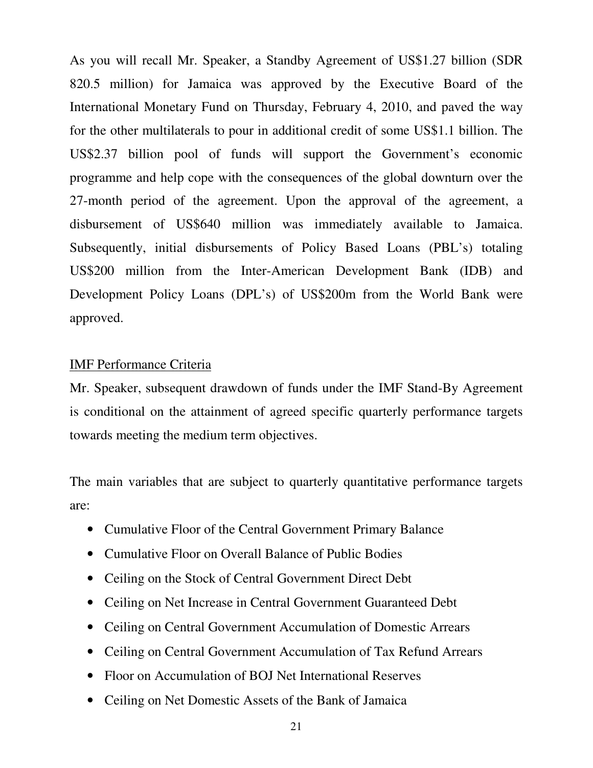As you will recall Mr. Speaker, a Standby Agreement of US$1.27 billion (SDR 820.5 million) for Jamaica was approved by the Executive Board of the International Monetary Fund on Thursday, February 4, 2010, and paved the way for the other multilaterals to pour in additional credit of some US$1.1 billion. The US$2.37 billion pool of funds will support the Government's economic programme and help cope with the consequences of the global downturn over the 27-month period of the agreement. Upon the approval of the agreement, a disbursement of US$640 million was immediately available to Jamaica. Subsequently, initial disbursements of Policy Based Loans (PBL's) totaling US$200 million from the Inter-American Development Bank (IDB) and Development Policy Loans (DPL's) of US$200m from the World Bank were approved.

<u>IMF Performance Criteria</u>

Mr. Speaker, subsequent drawdown of funds under the IMF Stand-By Agreement is conditional on the attainment of agreed specific quarterly performance targets towards meeting the medium term objectives.

The main variables that are subject to quarterly quantitative performance targets are:

- Cumulative Floor of the Central Government Primary Balance
- Cumulative Floor on Overall Balance of Public Bodies
- Ceiling on the Stock of Central Government Direct Debt
- Ceiling on Net Increase in Central Government Guaranteed Debt
- Ceiling on Central Government Accumulation of Domestic Arrears
- Ceiling on Central Government Accumulation of Tax Refund Arrears
- Floor on Accumulation of BOJ Net International Reserves
- Ceiling on Net Domestic Assets of the Bank of Jamaica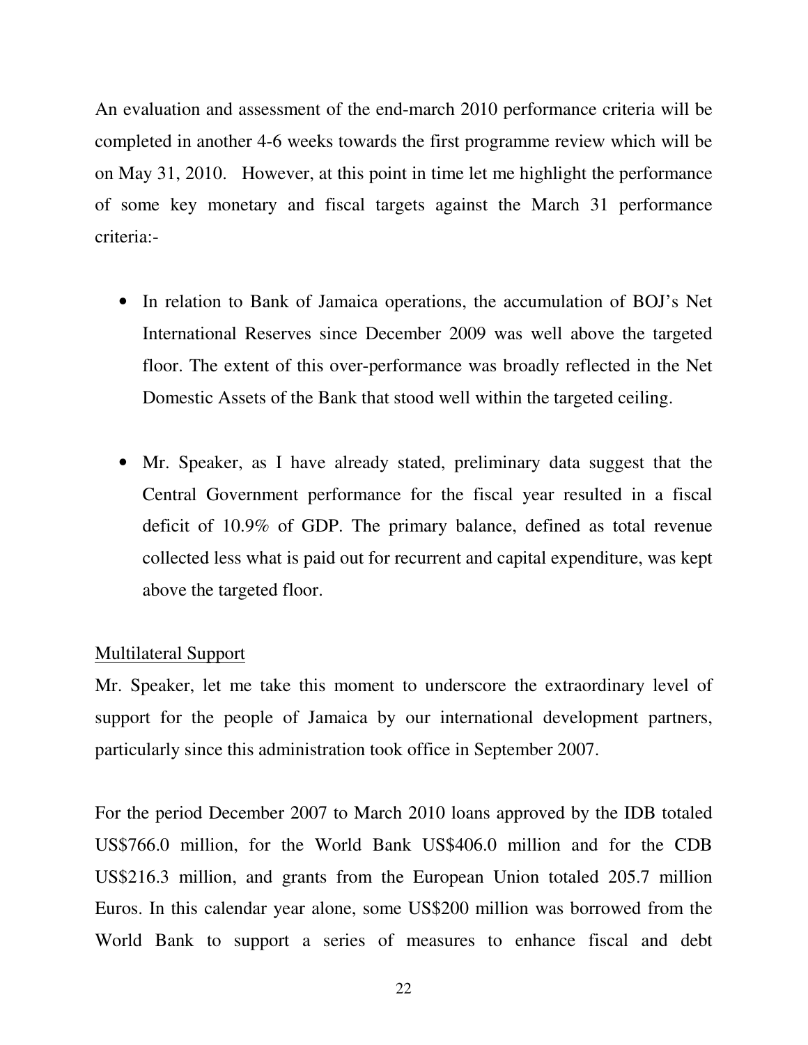An evaluation and assessment of the end-march 2010 performance criteria will be completed in another 4-6 weeks towards the first programme review which will be on May 31, 2010. However, at this point in time let me highlight the performance of some key monetary and fiscal targets against the March 31 performance criteria:-

- In relation to Bank of Jamaica operations, the accumulation of BOJ's Net International Reserves since December 2009 was well above the targeted floor. The extent of this over-performance was broadly reflected in the Net Domestic Assets of the Bank that stood well within the targeted ceiling.

- Mr. Speaker, as I have already stated, preliminary data suggest that the Central Government performance for the fiscal year resulted in a fiscal deficit of 10.9% of GDP. The primary balance, defined as total revenue collected less what is paid out for recurrent and capital expenditure, was kept above the targeted floor.

<u>Multilateral Support</u>

Mr. Speaker, let me take this moment to underscore the extraordinary level of support for the people of Jamaica by our international development partners, particularly since this administration took office in September 2007.

For the period December 2007 to March 2010 loans approved by the IDB totaled US$766.0 million, for the World Bank US$406.0 million and for the CDB US$216.3 million, and grants from the European Union totaled 205.7 million Euros. In this calendar year alone, some US$200 million was borrowed from the World Bank to support a series of measures to enhance fiscal and debt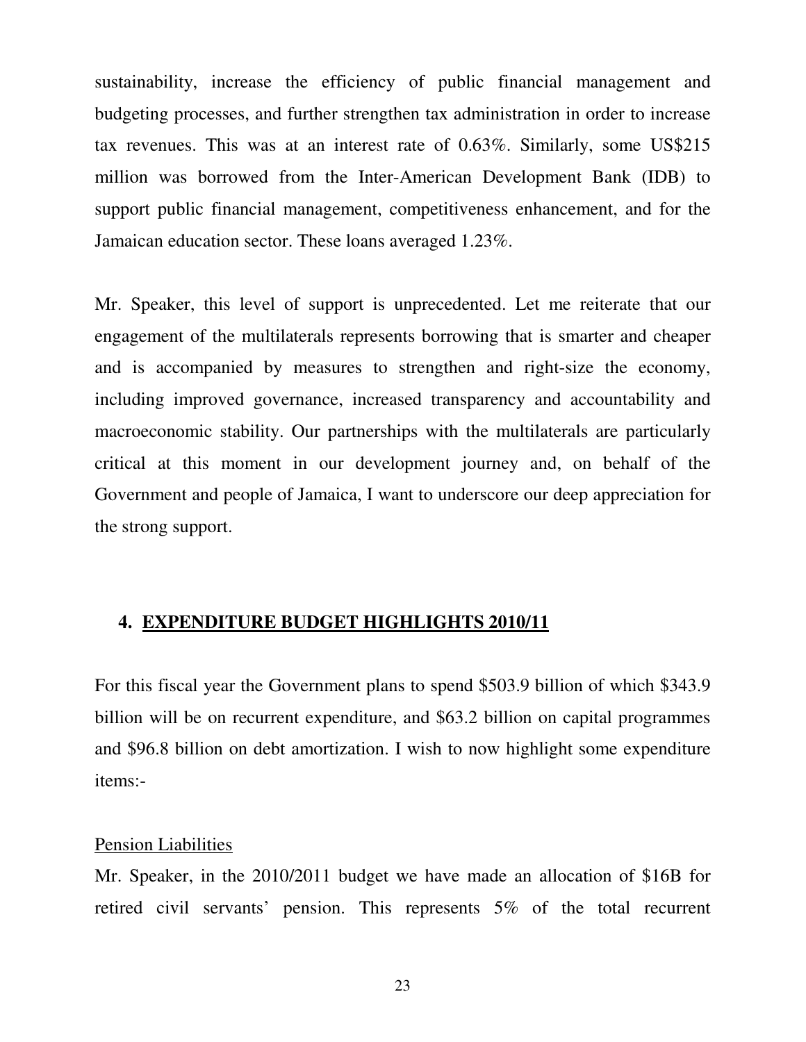sustainability, increase the efficiency of public financial management and budgeting processes, and further strengthen tax administration in order to increase tax revenues. This was at an interest rate of 0.63%. Similarly, some US$215 million was borrowed from the Inter-American Development Bank (IDB) to support public financial management, competitiveness enhancement, and for the Jamaican education sector. These loans averaged 1.23%.

Mr. Speaker, this level of support is unprecedented. Let me reiterate that our engagement of the multilaterals represents borrowing that is smarter and cheaper and is accompanied by measures to strengthen and right-size the economy, including improved governance, increased transparency and accountability and macroeconomic stability. Our partnerships with the multilaterals are particularly critical at this moment in our development journey and, on behalf of the Government and people of Jamaica, I want to underscore our deep appreciation for the strong support.

## 4. EXPENDITURE BUDGET HIGHLIGHTS 2010/11

For this fiscal year the Government plans to spend $503.9 billion of which $343.9 billion will be on recurrent expenditure, and $63.2 billion on capital programmes and $96.8 billion on debt amortization. I wish to now highlight some expenditure items:-

### Pension Liabilities

Mr. Speaker, in the 2010/2011 budget we have made an allocation of $16B for retired civil servants' pension. This represents 5% of the total recurrent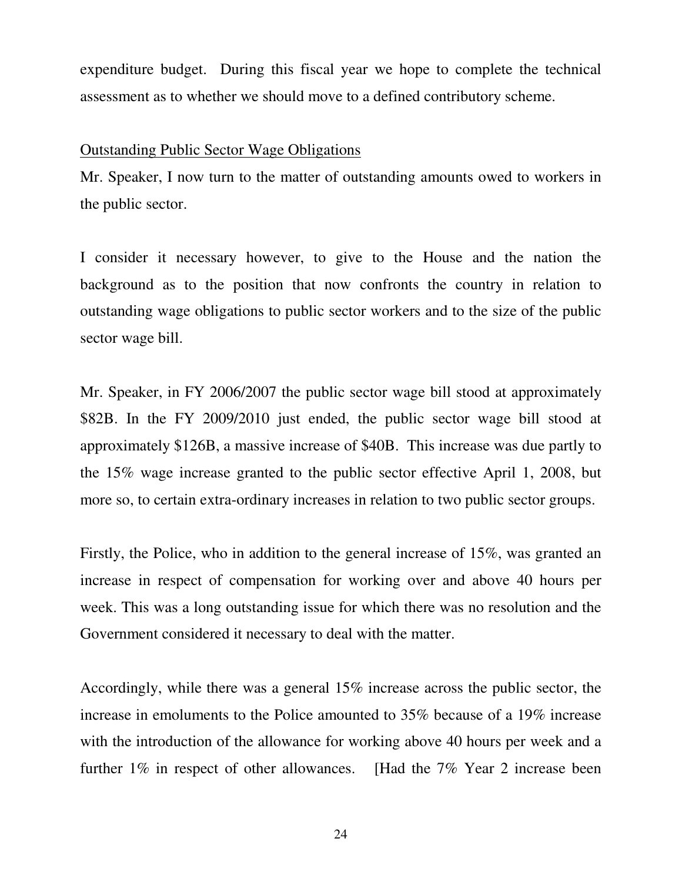expenditure budget. During this fiscal year we hope to complete the technical assessment as to whether we should move to a defined contributory scheme.

<u>Outstanding Public Sector Wage Obligations</u>

Mr. Speaker, I now turn to the matter of outstanding amounts owed to workers in the public sector.

I consider it necessary however, to give to the House and the nation the background as to the position that now confronts the country in relation to outstanding wage obligations to public sector workers and to the size of the public sector wage bill.

Mr. Speaker, in FY 2006/2007 the public sector wage bill stood at approximately \$82B. In the FY 2009/2010 just ended, the public sector wage bill stood at approximately \$126B, a massive increase of \$40B. This increase was due partly to the 15% wage increase granted to the public sector effective April 1, 2008, but more so, to certain extra-ordinary increases in relation to two public sector groups.

Firstly, the Police, who in addition to the general increase of 15%, was granted an increase in respect of compensation for working over and above 40 hours per week. This was a long outstanding issue for which there was no resolution and the Government considered it necessary to deal with the matter.

Accordingly, while there was a general 15% increase across the public sector, the increase in emoluments to the Police amounted to 35% because of a 19% increase with the introduction of the allowance for working above 40 hours per week and a further 1% in respect of other allowances. [Had the 7% Year 2 increase been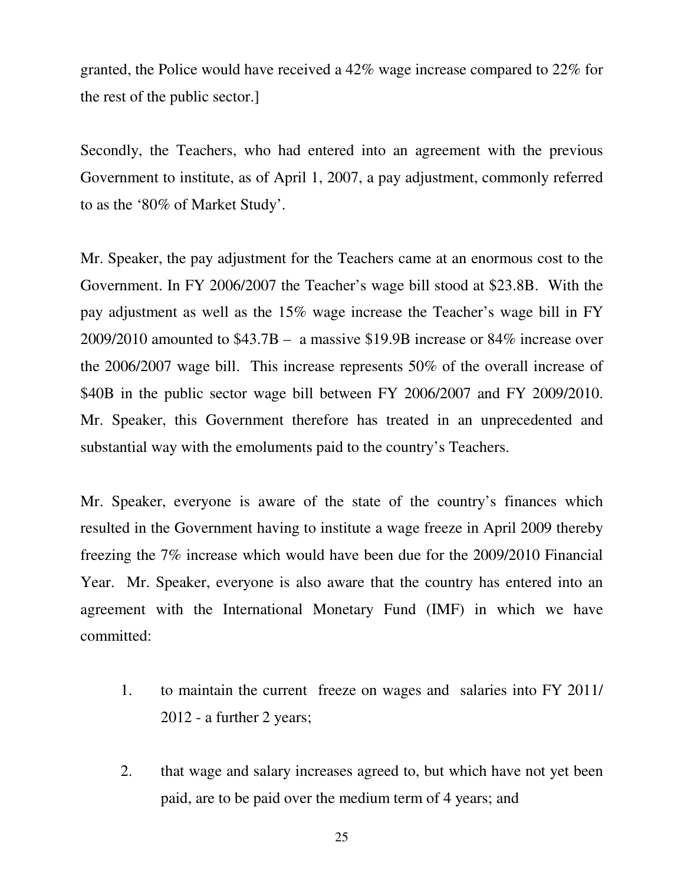granted, the Police would have received a 42% wage increase compared to 22% for the rest of the public sector.]

Secondly, the Teachers, who had entered into an agreement with the previous Government to institute, as of April 1, 2007, a pay adjustment, commonly referred to as the '80% of Market Study'.

Mr. Speaker, the pay adjustment for the Teachers came at an enormous cost to the Government. In FY 2006/2007 the Teacher's wage bill stood at $23.8B. With the pay adjustment as well as the 15% wage increase the Teacher's wage bill in FY 2009/2010 amounted to $43.7B – a massive $19.9B increase or 84% increase over the 2006/2007 wage bill. This increase represents 50% of the overall increase of $40B in the public sector wage bill between FY 2006/2007 and FY 2009/2010. Mr. Speaker, this Government therefore has treated in an unprecedented and substantial way with the emoluments paid to the country's Teachers.

Mr. Speaker, everyone is aware of the state of the country's finances which resulted in the Government having to institute a wage freeze in April 2009 thereby freezing the 7% increase which would have been due for the 2009/2010 Financial Year. Mr. Speaker, everyone is also aware that the country has entered into an agreement with the International Monetary Fund (IMF) in which we have committed:

1. to maintain the current freeze on wages and salaries into FY 2011/ 2012 - a further 2 years;

2. that wage and salary increases agreed to, but which have not yet been paid, are to be paid over the medium term of 4 years; and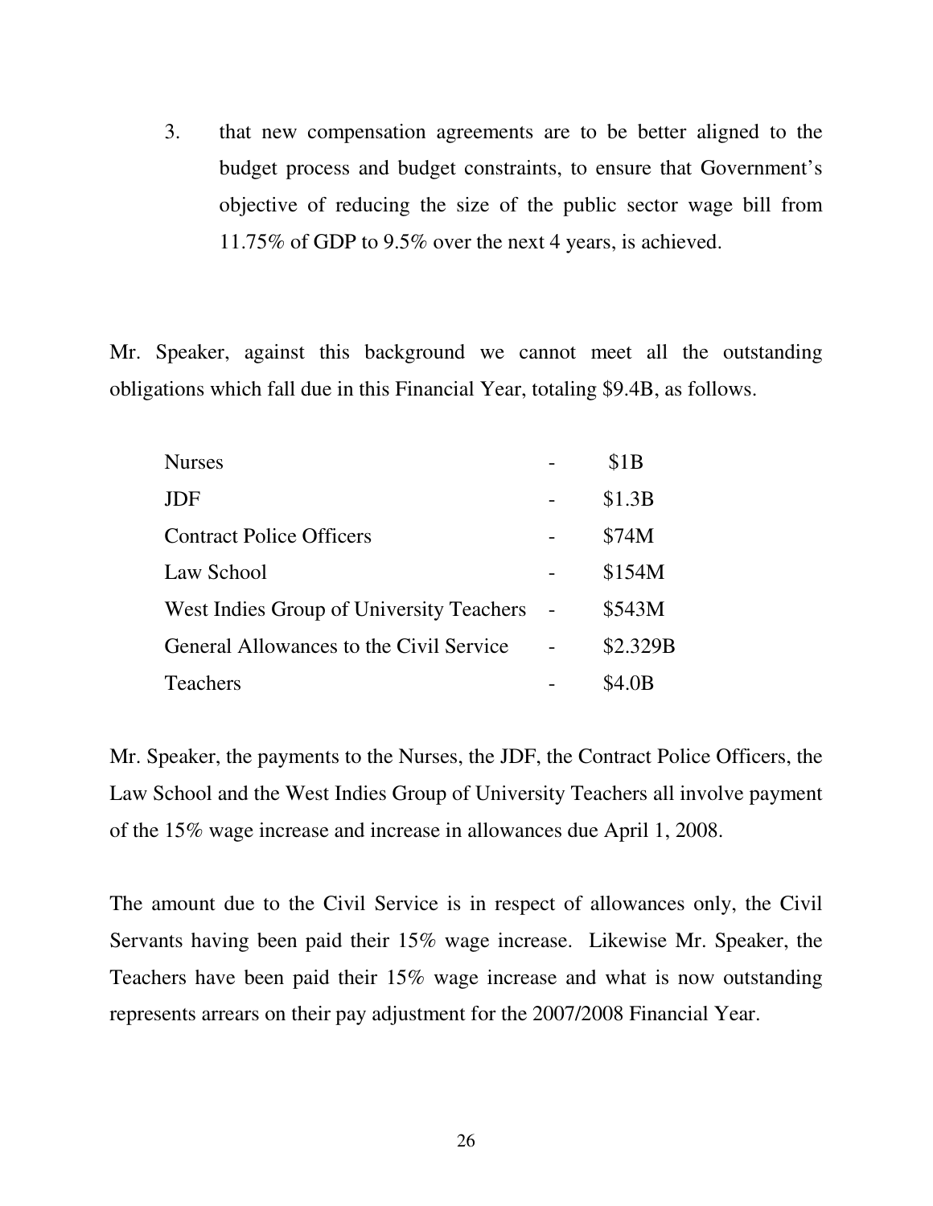3. that new compensation agreements are to be better aligned to the budget process and budget constraints, to ensure that Government's objective of reducing the size of the public sector wage bill from 11.75% of GDP to 9.5% over the next 4 years, is achieved.

Mr. Speaker, against this background we cannot meet all the outstanding obligations which fall due in this Financial Year, totaling $9.4B, as follows.

| | | |
|---|---|---|
| Nurses | - | $1B |
| JDF | - | $1.3B |
| Contract Police Officers | - | $74M |
| Law School | - | $154M |
| West Indies Group of University Teachers | - | $543M |
| General Allowances to the Civil Service | - | $2.329B |
| Teachers | - | $4.0B |

Mr. Speaker, the payments to the Nurses, the JDF, the Contract Police Officers, the Law School and the West Indies Group of University Teachers all involve payment of the 15% wage increase and increase in allowances due April 1, 2008.

The amount due to the Civil Service is in respect of allowances only, the Civil Servants having been paid their 15% wage increase. Likewise Mr. Speaker, the Teachers have been paid their 15% wage increase and what is now outstanding represents arrears on their pay adjustment for the 2007/2008 Financial Year.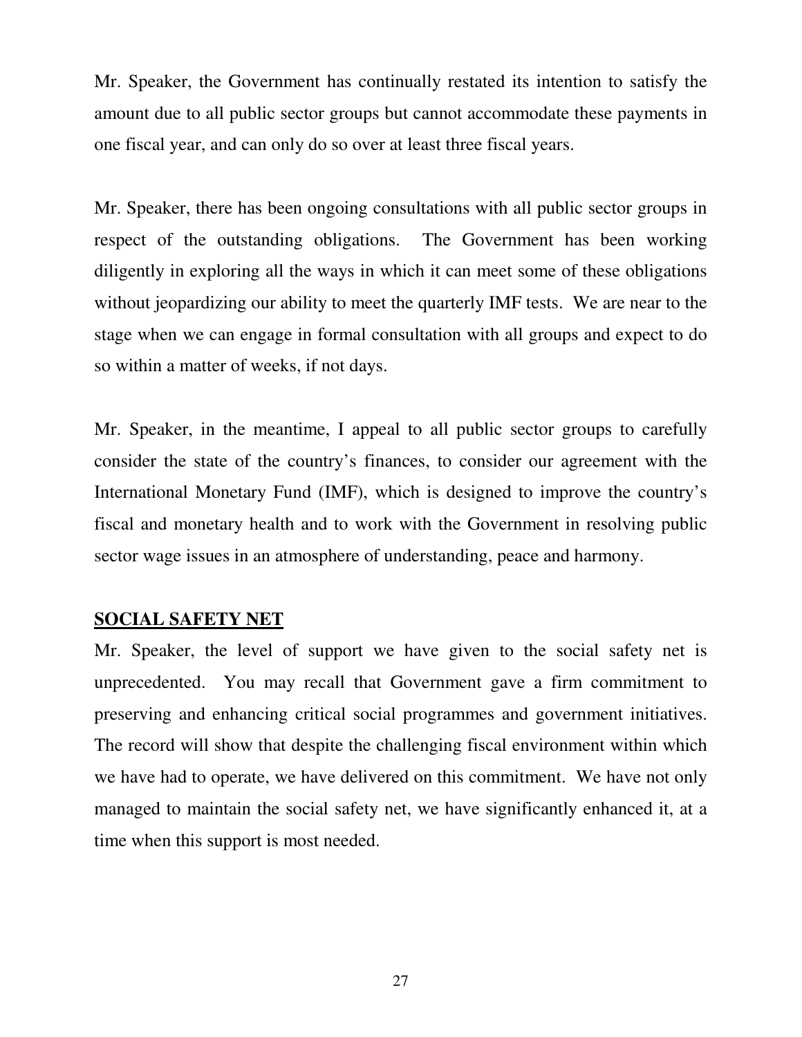Mr. Speaker, the Government has continually restated its intention to satisfy the amount due to all public sector groups but cannot accommodate these payments in one fiscal year, and can only do so over at least three fiscal years.

Mr. Speaker, there has been ongoing consultations with all public sector groups in respect of the outstanding obligations. The Government has been working diligently in exploring all the ways in which it can meet some of these obligations without jeopardizing our ability to meet the quarterly IMF tests. We are near to the stage when we can engage in formal consultation with all groups and expect to do so within a matter of weeks, if not days.

Mr. Speaker, in the meantime, I appeal to all public sector groups to carefully consider the state of the country's finances, to consider our agreement with the International Monetary Fund (IMF), which is designed to improve the country's fiscal and monetary health and to work with the Government in resolving public sector wage issues in an atmosphere of understanding, peace and harmony.

## SOCIAL SAFETY NET

Mr. Speaker, the level of support we have given to the social safety net is unprecedented. You may recall that Government gave a firm commitment to preserving and enhancing critical social programmes and government initiatives. The record will show that despite the challenging fiscal environment within which we have had to operate, we have delivered on this commitment. We have not only managed to maintain the social safety net, we have significantly enhanced it, at a time when this support is most needed.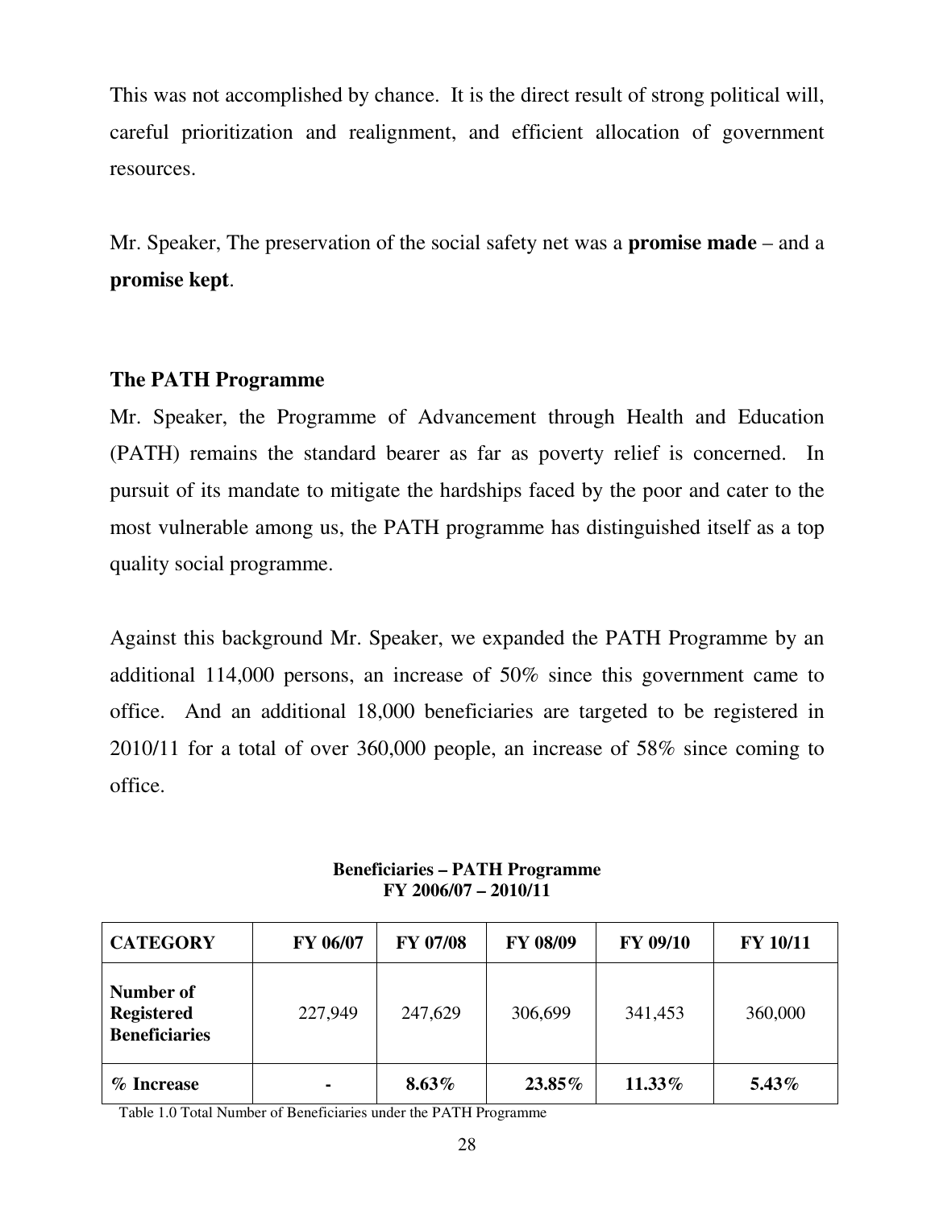This was not accomplished by chance. It is the direct result of strong political will, careful prioritization and realignment, and efficient allocation of government resources.

Mr. Speaker, The preservation of the social safety net was a **promise made** – and a **promise kept**.

### The PATH Programme

Mr. Speaker, the Programme of Advancement through Health and Education (PATH) remains the standard bearer as far as poverty relief is concerned. In pursuit of its mandate to mitigate the hardships faced by the poor and cater to the most vulnerable among us, the PATH programme has distinguished itself as a top quality social programme.

Against this background Mr. Speaker, we expanded the PATH Programme by an additional 114,000 persons, an increase of 50% since this government came to office. And an additional 18,000 beneficiaries are targeted to be registered in 2010/11 for a total of over 360,000 people, an increase of 58% since coming to office.

**Beneficiaries – PATH Programme**
**FY 2006/07 – 2010/11**

| CATEGORY | FY 06/07 | FY 07/08 | FY 08/09 | FY 09/10 | FY 10/11 |
|---|---|---|---|---|---|
| **Number of Registered Beneficiaries** | 227,949 | 247,629 | 306,699 | 341,453 | 360,000 |
| **% Increase** | **-** | **8.63%** | **23.85%** | **11.33%** | **5.43%** |

Table 1.0 Total Number of Beneficiaries under the PATH Programme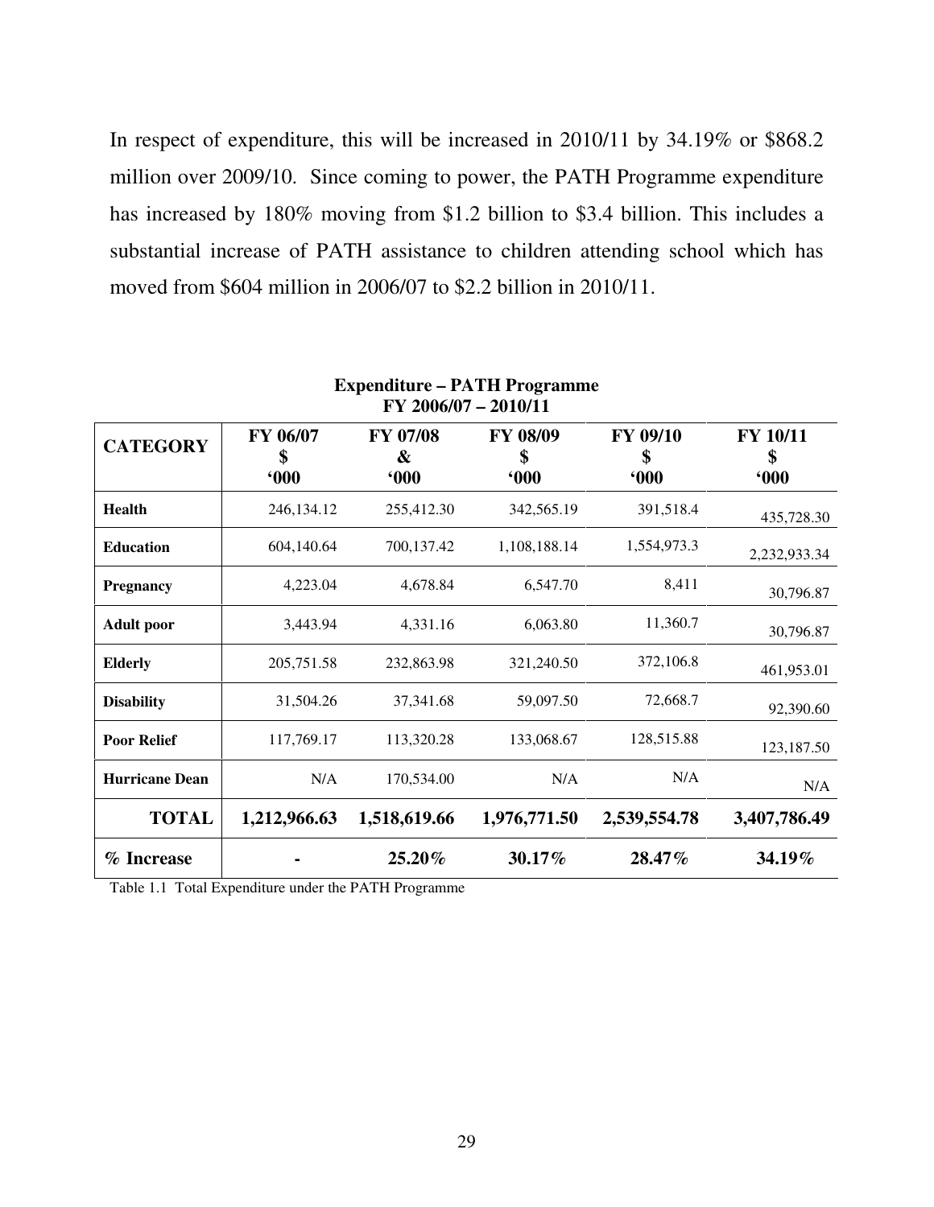In respect of expenditure, this will be increased in 2010/11 by 34.19% or $868.2 million over 2009/10. Since coming to power, the PATH Programme expenditure has increased by 180% moving from $1.2 billion to $3.4 billion. This includes a substantial increase of PATH assistance to children attending school which has moved from $604 million in 2006/07 to $2.2 billion in 2010/11.

**Expenditure – PATH Programme**
**FY 2006/07 – 2010/11**

| CATEGORY | FY 06/07 $ '000 | FY 07/08 & '000 | FY 08/09 $ '000 | FY 09/10 $ '000 | FY 10/11 $ '000 |
|---|---|---|---|---|---|
| **Health** | 246,134.12 | 255,412.30 | 342,565.19 | 391,518.4 | 435,728.30 |
| **Education** | 604,140.64 | 700,137.42 | 1,108,188.14 | 1,554,973.3 | 2,232,933.34 |
| **Pregnancy** | 4,223.04 | 4,678.84 | 6,547.70 | 8,411 | 30,796.87 |
| **Adult poor** | 3,443.94 | 4,331.16 | 6,063.80 | 11,360.7 | 30,796.87 |
| **Elderly** | 205,751.58 | 232,863.98 | 321,240.50 | 372,106.8 | 461,953.01 |
| **Disability** | 31,504.26 | 37,341.68 | 59,097.50 | 72,668.7 | 92,390.60 |
| **Poor Relief** | 117,769.17 | 113,320.28 | 133,068.67 | 128,515.88 | 123,187.50 |
| **Hurricane Dean** | N/A | 170,534.00 | N/A | N/A | N/A |
| **TOTAL** | **1,212,966.63** | **1,518,619.66** | **1,976,771.50** | **2,539,554.78** | **3,407,786.49** |
| **% Increase** | **-** | **25.20%** | **30.17%** | **28.47%** | **34.19%** |

Table 1.1 Total Expenditure under the PATH Programme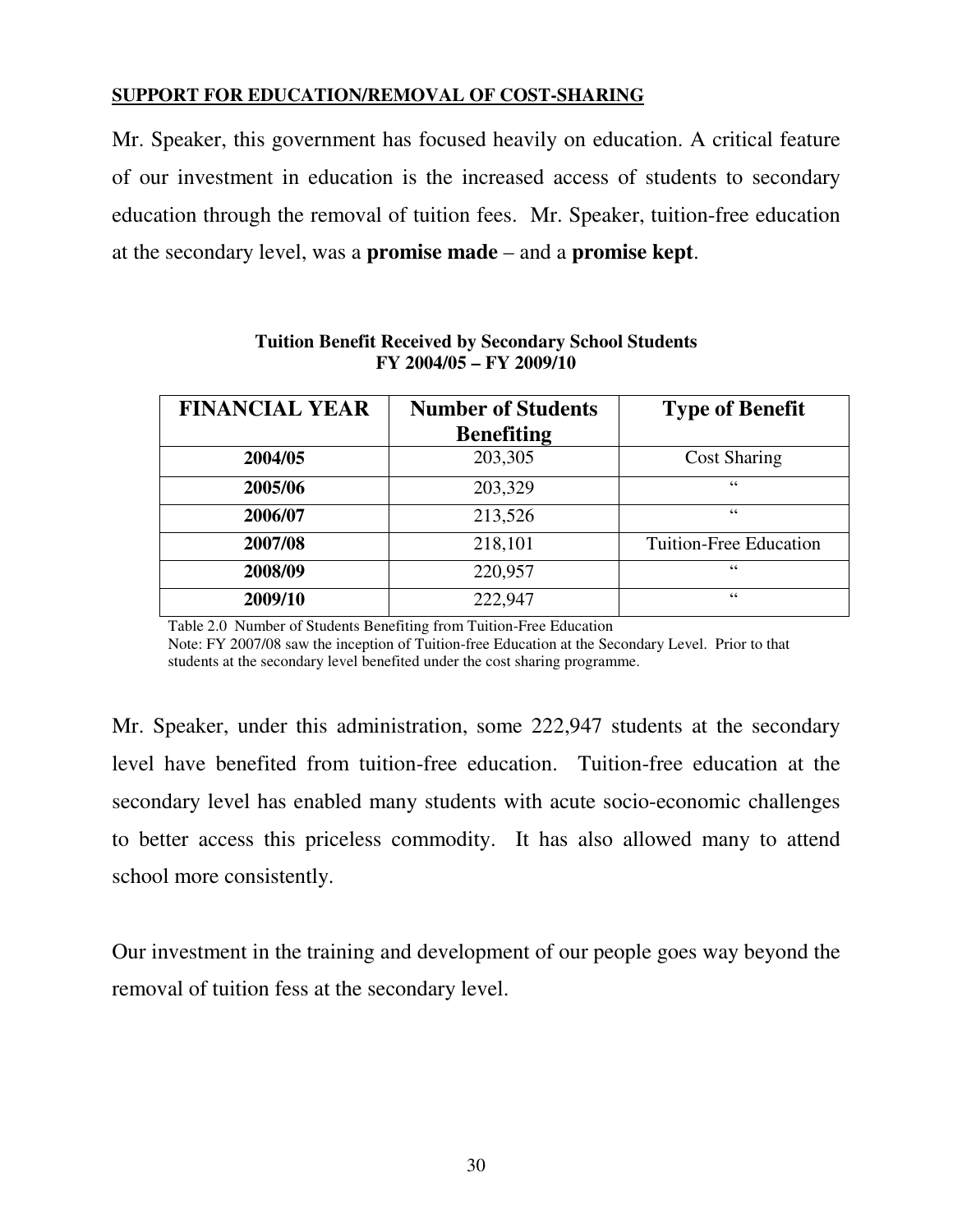**SUPPORT FOR EDUCATION/REMOVAL OF COST-SHARING**

Mr. Speaker, this government has focused heavily on education. A critical feature of our investment in education is the increased access of students to secondary education through the removal of tuition fees. Mr. Speaker, tuition-free education at the secondary level, was a **promise made** – and a **promise kept**.

**Tuition Benefit Received by Secondary School Students**
**FY 2004/05 – FY 2009/10**

| FINANCIAL YEAR | Number of Students Benefiting | Type of Benefit |
|---|---|---|
| **2004/05** | 203,305 | Cost Sharing |
| **2005/06** | 203,329 | " |
| **2006/07** | 213,526 | " |
| **2007/08** | 218,101 | Tuition-Free Education |
| **2008/09** | 220,957 | " |
| **2009/10** | 222,947 | " |

Table 2.0 Number of Students Benefiting from Tuition-Free Education
Note: FY 2007/08 saw the inception of Tuition-free Education at the Secondary Level. Prior to that students at the secondary level benefited under the cost sharing programme.

Mr. Speaker, under this administration, some 222,947 students at the secondary level have benefited from tuition-free education. Tuition-free education at the secondary level has enabled many students with acute socio-economic challenges to better access this priceless commodity. It has also allowed many to attend school more consistently.

Our investment in the training and development of our people goes way beyond the removal of tuition fess at the secondary level.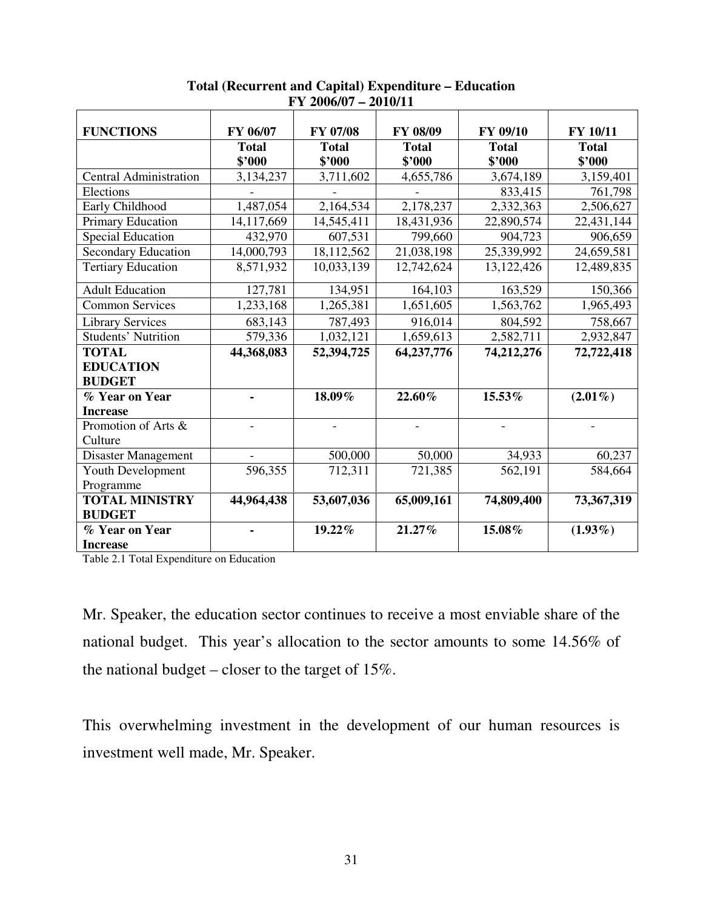**Total (Recurrent and Capital) Expenditure – Education**
**FY 2006/07 – 2010/11**

| **FUNCTIONS** | **FY 06/07** | **FY 07/08** | **FY 08/09** | **FY 09/10** | **FY 10/11** |
|---|---|---|---|---|---|
| | **Total \$'000** | **Total \$'000** | **Total \$'000** | **Total \$'000** | **Total \$'000** |
| Central Administration | 3,134,237 | 3,711,602 | 4,655,786 | 3,674,189 | 3,159,401 |
| Elections | - | - | - | 833,415 | 761,798 |
| Early Childhood | 1,487,054 | 2,164,534 | 2,178,237 | 2,332,363 | 2,506,627 |
| Primary Education | 14,117,669 | 14,545,411 | 18,431,936 | 22,890,574 | 22,431,144 |
| Special Education | 432,970 | 607,531 | 799,660 | 904,723 | 906,659 |
| Secondary Education | 14,000,793 | 18,112,562 | 21,038,198 | 25,339,992 | 24,659,581 |
| Tertiary Education | 8,571,932 | 10,033,139 | 12,742,624 | 13,122,426 | 12,489,835 |
| Adult Education | 127,781 | 134,951 | 164,103 | 163,529 | 150,366 |
| Common Services | 1,233,168 | 1,265,381 | 1,651,605 | 1,563,762 | 1,965,493 |
| Library Services | 683,143 | 787,493 | 916,014 | 804,592 | 758,667 |
| Students' Nutrition | 579,336 | 1,032,121 | 1,659,613 | 2,582,711 | 2,932,847 |
| **TOTAL EDUCATION BUDGET** | **44,368,083** | **52,394,725** | **64,237,776** | **74,212,276** | **72,722,418** |
| ***% Year on Year Increase*** | **-** | **18.09%** | **22.60%** | **15.53%** | **(2.01%)** |
| Promotion of Arts & Culture | - | - | - | - | - |
| Disaster Management | - | 500,000 | 50,000 | 34,933 | 60,237 |
| Youth Development Programme | 596,355 | 712,311 | 721,385 | 562,191 | 584,664 |
| **TOTAL MINISTRY BUDGET** | **44,964,438** | **53,607,036** | **65,009,161** | **74,809,400** | **73,367,319** |
| ***% Year on Year Increase*** | **-** | **19.22%** | **21.27%** | **15.08%** | **(1.93%)** |

Table 2.1 Total Expenditure on Education

Mr. Speaker, the education sector continues to receive a most enviable share of the national budget. This year's allocation to the sector amounts to some 14.56% of the national budget – closer to the target of 15%.

This overwhelming investment in the development of our human resources is investment well made, Mr. Speaker.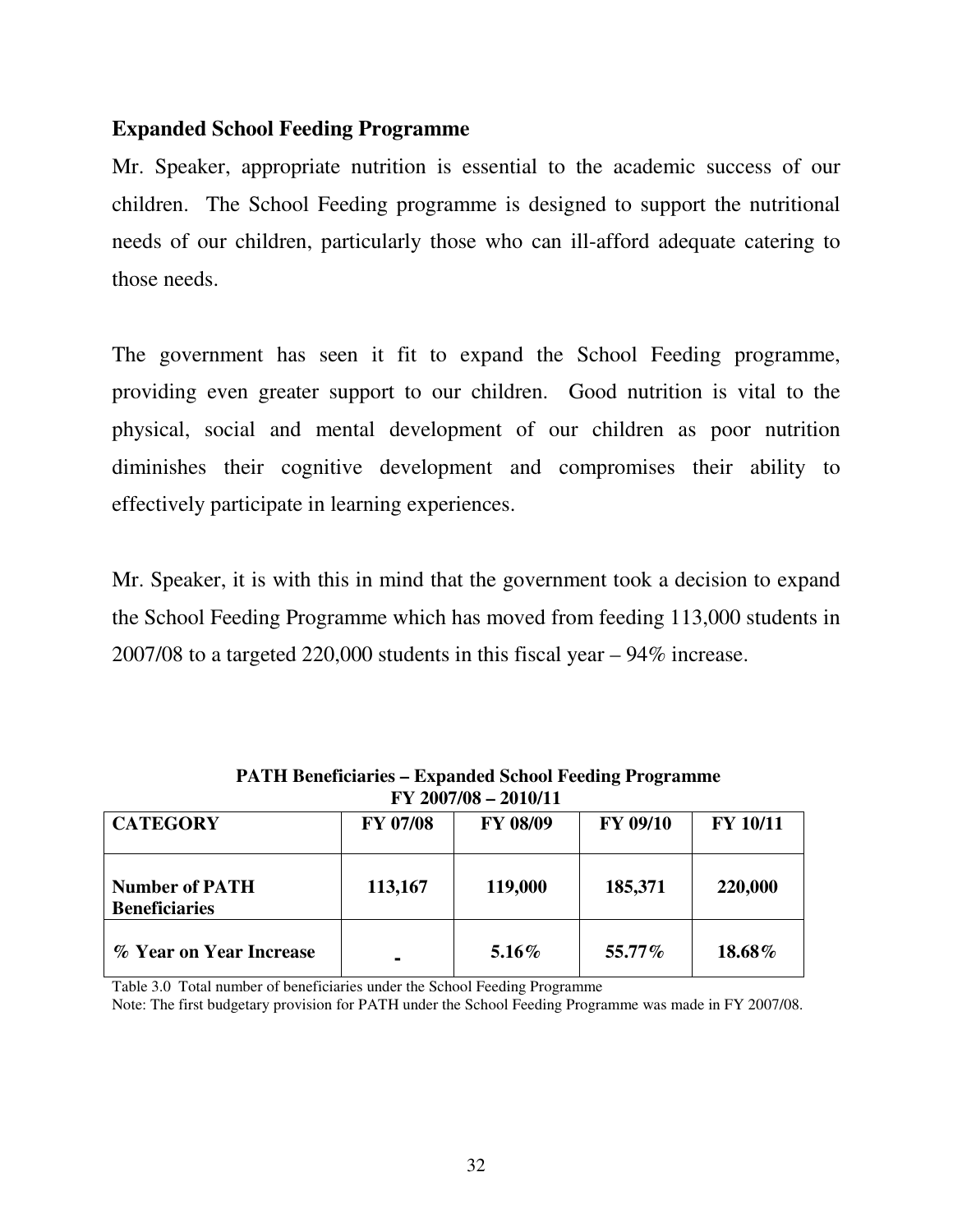### Expanded School Feeding Programme

Mr. Speaker, appropriate nutrition is essential to the academic success of our children. The School Feeding programme is designed to support the nutritional needs of our children, particularly those who can ill-afford adequate catering to those needs.

The government has seen it fit to expand the School Feeding programme, providing even greater support to our children. Good nutrition is vital to the physical, social and mental development of our children as poor nutrition diminishes their cognitive development and compromises their ability to effectively participate in learning experiences.

Mr. Speaker, it is with this in mind that the government took a decision to expand the School Feeding Programme which has moved from feeding 113,000 students in 2007/08 to a targeted 220,000 students in this fiscal year – 94% increase.

**PATH Beneficiaries – Expanded School Feeding Programme**
**FY 2007/08 – 2010/11**

| CATEGORY | FY 07/08 | FY 08/09 | FY 09/10 | FY 10/11 |
|---|---|---|---|---|
| **Number of PATH Beneficiaries** | **113,167** | **119,000** | **185,371** | **220,000** |
| **% Year on Year Increase** | **-** | **5.16%** | **55.77%** | **18.68%** |

Table 3.0 Total number of beneficiaries under the School Feeding Programme

Note: The first budgetary provision for PATH under the School Feeding Programme was made in FY 2007/08.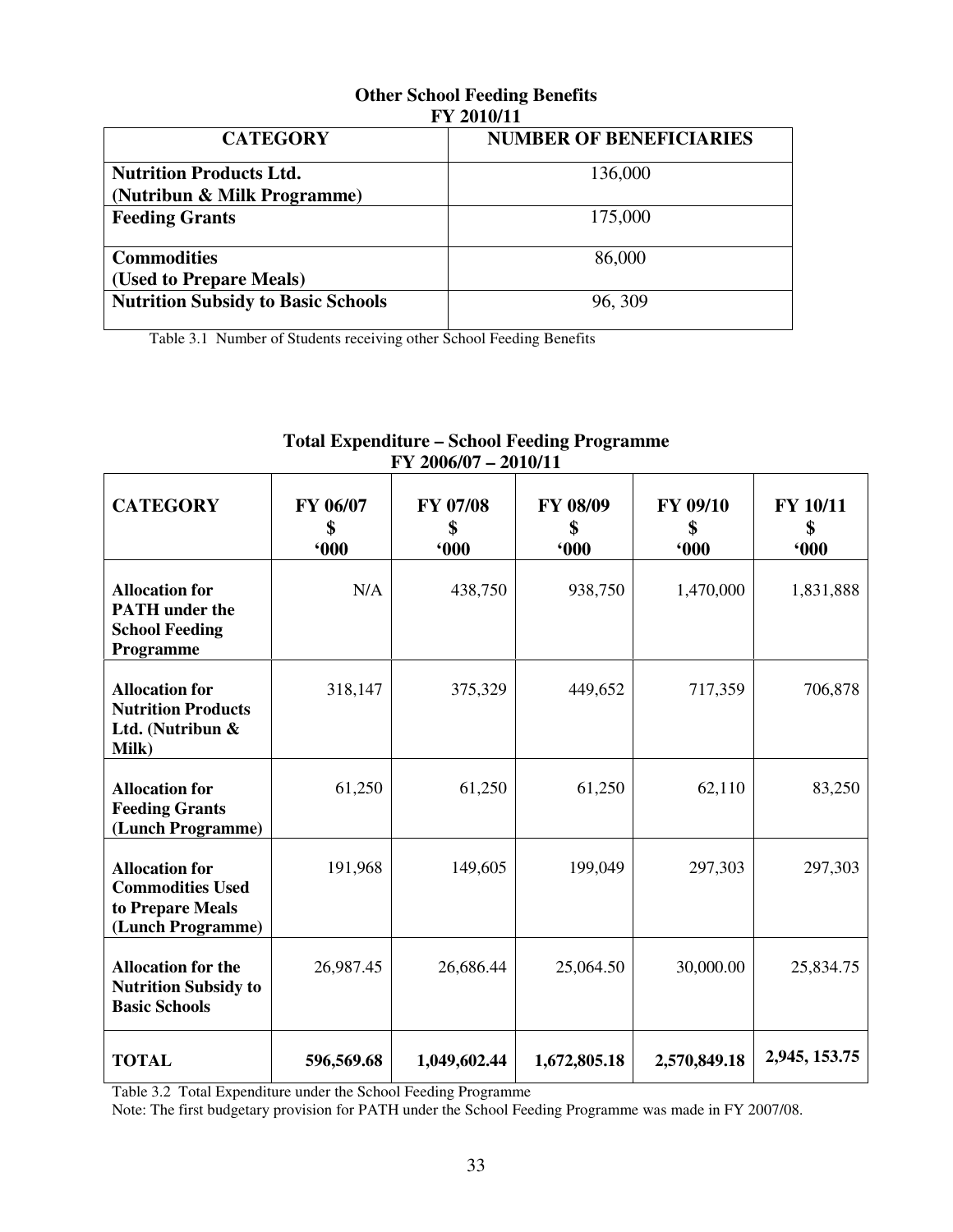**Other School Feeding Benefits**
**FY 2010/11**

| CATEGORY | NUMBER OF BENEFICIARIES |
|---|---|
| **Nutrition Products Ltd. (Nutribun & Milk Programme)** | 136,000 |
| **Feeding Grants** | 175,000 |
| **Commodities (Used to Prepare Meals)** | 86,000 |
| **Nutrition Subsidy to Basic Schools** | 96, 309 |

Table 3.1 Number of Students receiving other School Feeding Benefits

**Total Expenditure – School Feeding Programme**
**FY 2006/07 – 2010/11**

| CATEGORY | FY 06/07 $ '000 | FY 07/08 $ '000 | FY 08/09 $ '000 | FY 09/10 $ '000 | FY 10/11 $ '000 |
|---|---|---|---|---|---|
| **Allocation for PATH under the School Feeding Programme** | N/A | 438,750 | 938,750 | 1,470,000 | 1,831,888 |
| **Allocation for Nutrition Products Ltd. (Nutribun & Milk)** | 318,147 | 375,329 | 449,652 | 717,359 | 706,878 |
| **Allocation for Feeding Grants (Lunch Programme)** | 61,250 | 61,250 | 61,250 | 62,110 | 83,250 |
| **Allocation for Commodities Used to Prepare Meals (Lunch Programme)** | 191,968 | 149,605 | 199,049 | 297,303 | 297,303 |
| **Allocation for the Nutrition Subsidy to Basic Schools** | 26,987.45 | 26,686.44 | 25,064.50 | 30,000.00 | 25,834.75 |
| **TOTAL** | **596,569.68** | **1,049,602.44** | **1,672,805.18** | **2,570,849.18** | **2,945, 153.75** |

Table 3.2 Total Expenditure under the School Feeding Programme

Note: The first budgetary provision for PATH under the School Feeding Programme was made in FY 2007/08.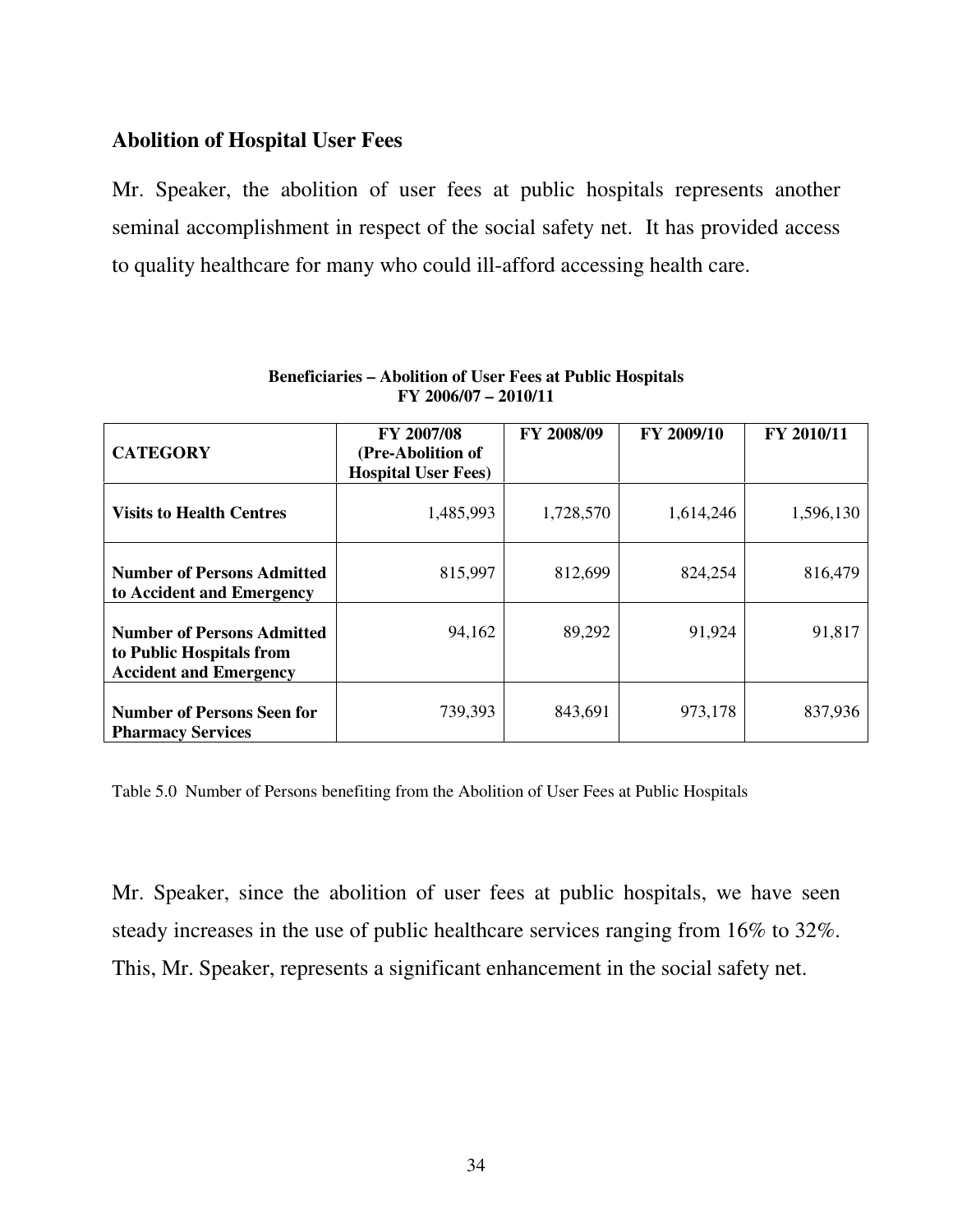## Abolition of Hospital User Fees

Mr. Speaker, the abolition of user fees at public hospitals represents another seminal accomplishment in respect of the social safety net. It has provided access to quality healthcare for many who could ill-afford accessing health care.

**Beneficiaries – Abolition of User Fees at Public Hospitals**
**FY 2006/07 – 2010/11**

| CATEGORY | FY 2007/08 (Pre-Abolition of Hospital User Fees) | FY 2008/09 | FY 2009/10 | FY 2010/11 |
|---|---|---|---|---|
| **Visits to Health Centres** | 1,485,993 | 1,728,570 | 1,614,246 | 1,596,130 |
| **Number of Persons Admitted to Accident and Emergency** | 815,997 | 812,699 | 824,254 | 816,479 |
| **Number of Persons Admitted to Public Hospitals from Accident and Emergency** | 94,162 | 89,292 | 91,924 | 91,817 |
| **Number of Persons Seen for Pharmacy Services** | 739,393 | 843,691 | 973,178 | 837,936 |

Table 5.0 Number of Persons benefiting from the Abolition of User Fees at Public Hospitals

Mr. Speaker, since the abolition of user fees at public hospitals, we have seen steady increases in the use of public healthcare services ranging from 16% to 32%. This, Mr. Speaker, represents a significant enhancement in the social safety net.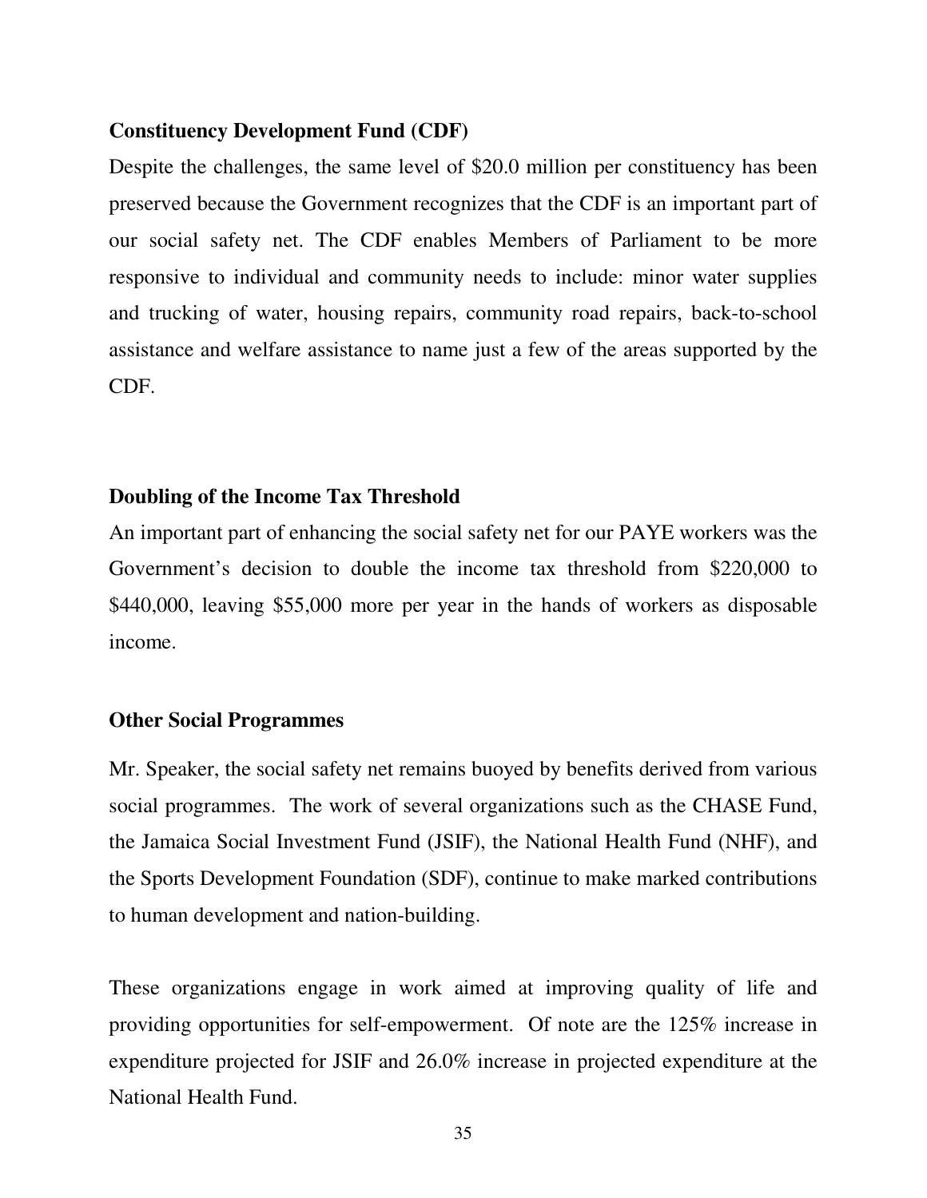**Constituency Development Fund (CDF)**

Despite the challenges, the same level of $20.0 million per constituency has been preserved because the Government recognizes that the CDF is an important part of our social safety net. The CDF enables Members of Parliament to be more responsive to individual and community needs to include: minor water supplies and trucking of water, housing repairs, community road repairs, back-to-school assistance and welfare assistance to name just a few of the areas supported by the CDF.

**Doubling of the Income Tax Threshold**

An important part of enhancing the social safety net for our PAYE workers was the Government's decision to double the income tax threshold from $220,000 to $440,000, leaving $55,000 more per year in the hands of workers as disposable income.

**Other Social Programmes**

Mr. Speaker, the social safety net remains buoyed by benefits derived from various social programmes. The work of several organizations such as the CHASE Fund, the Jamaica Social Investment Fund (JSIF), the National Health Fund (NHF), and the Sports Development Foundation (SDF), continue to make marked contributions to human development and nation-building.

These organizations engage in work aimed at improving quality of life and providing opportunities for self-empowerment. Of note are the 125% increase in expenditure projected for JSIF and 26.0% increase in projected expenditure at the National Health Fund.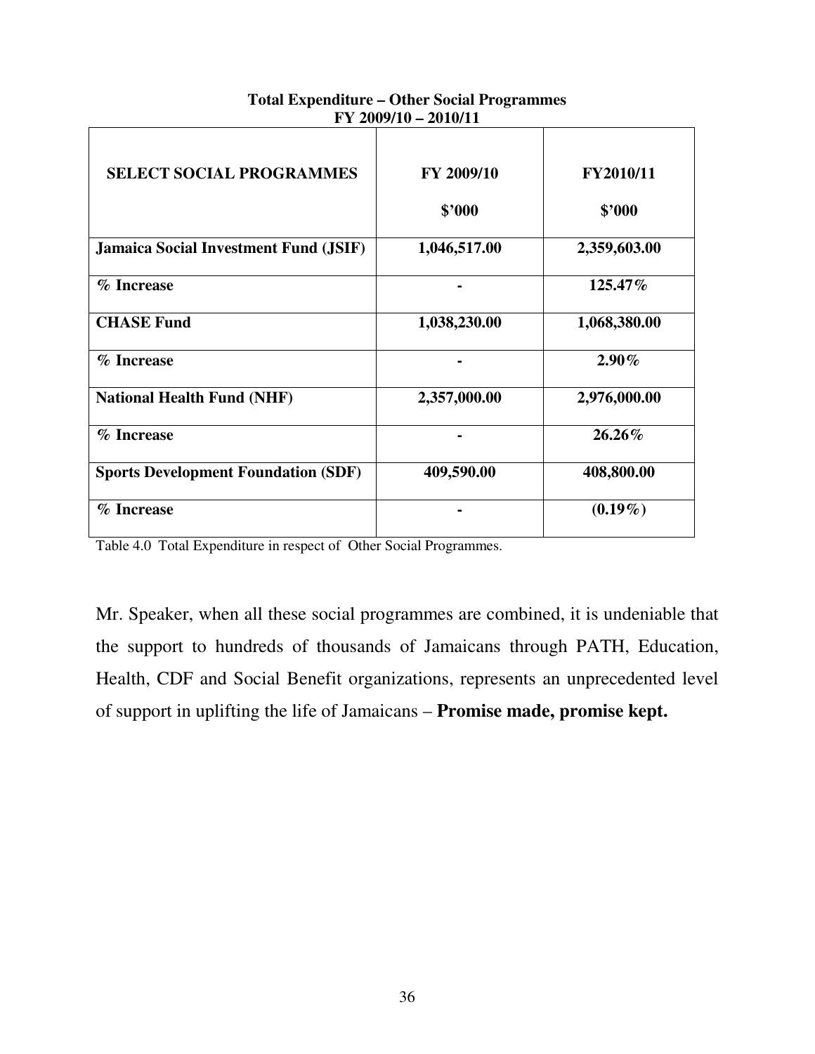**Total Expenditure – Other Social Programmes**
**FY 2009/10 – 2010/11**

| SELECT SOCIAL PROGRAMMES | FY 2009/10 $'000 | FY2010/11 $'000 |
|---|---|---|
| **Jamaica Social Investment Fund (JSIF)** | **1,046,517.00** | **2,359,603.00** |
| **% Increase** | **-** | **125.47%** |
| **CHASE Fund** | **1,038,230.00** | **1,068,380.00** |
| **% Increase** | **-** | **2.90%** |
| **National Health Fund (NHF)** | **2,357,000.00** | **2,976,000.00** |
| **% Increase** | **-** | **26.26%** |
| **Sports Development Foundation (SDF)** | **409,590.00** | **408,800.00** |
| **% Increase** | **-** | **(0.19%)** |

Table 4.0 Total Expenditure in respect of Other Social Programmes.

Mr. Speaker, when all these social programmes are combined, it is undeniable that the support to hundreds of thousands of Jamaicans through PATH, Education, Health, CDF and Social Benefit organizations, represents an unprecedented level of support in uplifting the life of Jamaicans – **Promise made, promise kept.**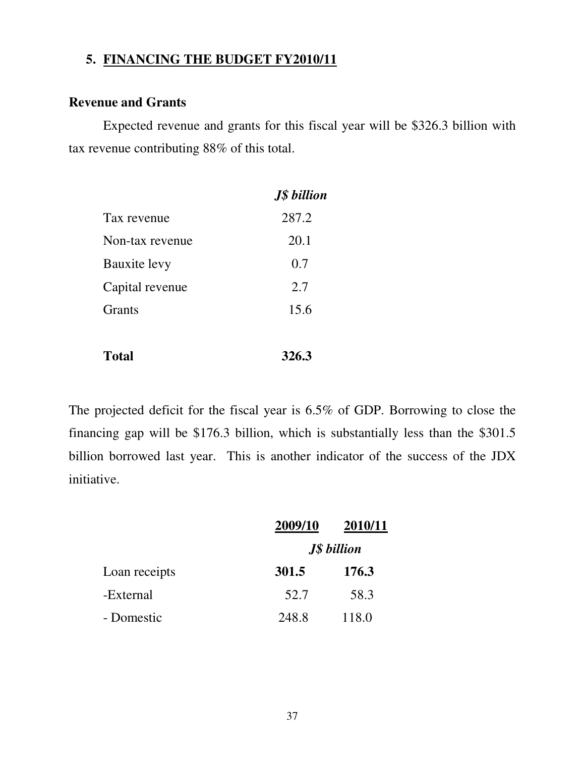## 5. FINANCING THE BUDGET FY2010/11

### Revenue and Grants

Expected revenue and grants for this fiscal year will be $326.3 billion with tax revenue contributing 88% of this total.

| | *J$ billion* |
|---|---|
| Tax revenue | 287.2 |
| Non-tax revenue | 20.1 |
| Bauxite levy | 0.7 |
| Capital revenue | 2.7 |
| Grants | 15.6 |
| **Total** | **326.3** |

The projected deficit for the fiscal year is 6.5% of GDP. Borrowing to close the financing gap will be $176.3 billion, which is substantially less than the $301.5 billion borrowed last year. This is another indicator of the success of the JDX initiative.

| | 2009/10 | 2010/11 |
|---|---|---|
| | *J$ billion* | |
| Loan receipts | **301.5** | **176.3** |
| -External | 52.7 | 58.3 |
| - Domestic | 248.8 | 118.0 |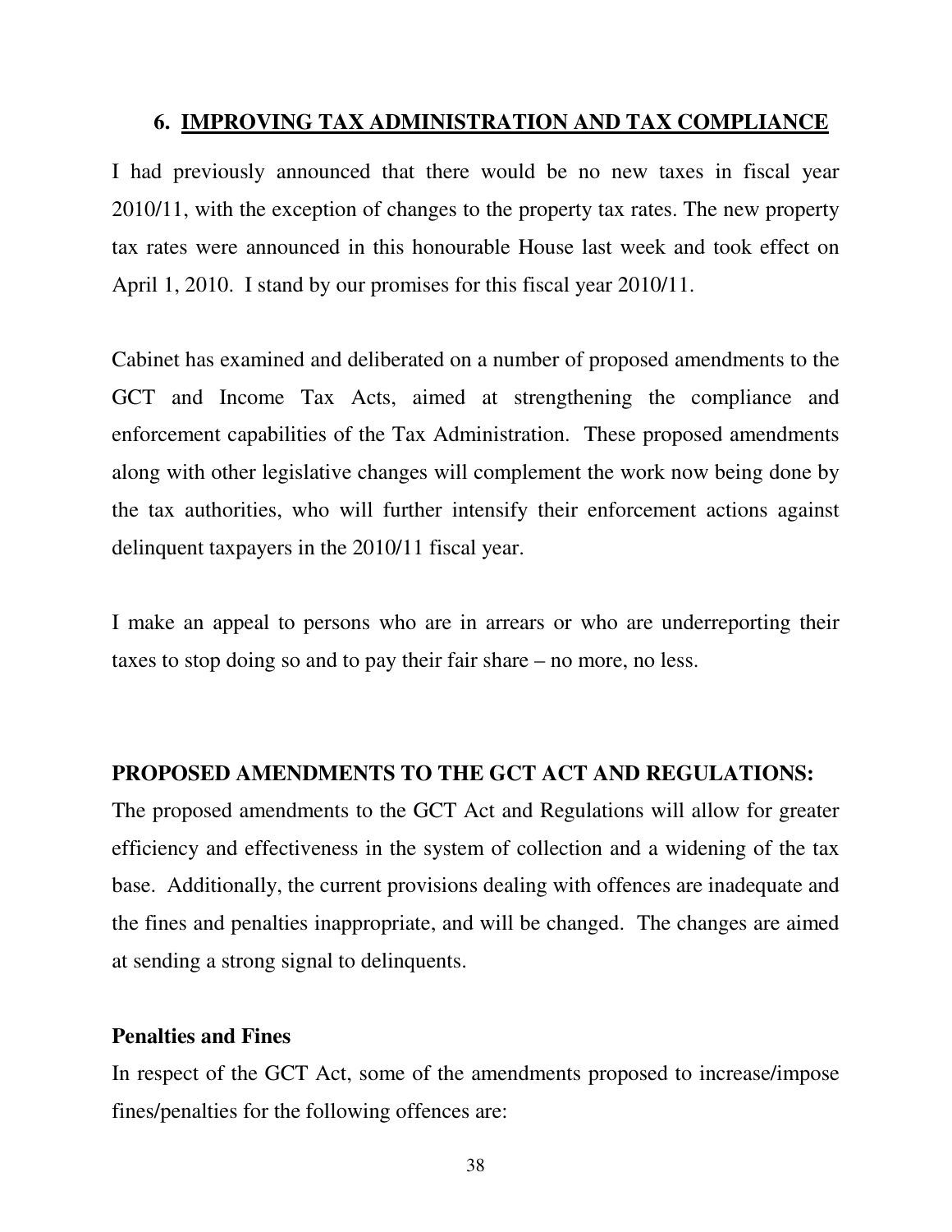## 6. IMPROVING TAX ADMINISTRATION AND TAX COMPLIANCE

I had previously announced that there would be no new taxes in fiscal year 2010/11, with the exception of changes to the property tax rates. The new property tax rates were announced in this honourable House last week and took effect on April 1, 2010. I stand by our promises for this fiscal year 2010/11.

Cabinet has examined and deliberated on a number of proposed amendments to the GCT and Income Tax Acts, aimed at strengthening the compliance and enforcement capabilities of the Tax Administration. These proposed amendments along with other legislative changes will complement the work now being done by the tax authorities, who will further intensify their enforcement actions against delinquent taxpayers in the 2010/11 fiscal year.

I make an appeal to persons who are in arrears or who are underreporting their taxes to stop doing so and to pay their fair share – no more, no less.

### PROPOSED AMENDMENTS TO THE GCT ACT AND REGULATIONS:

The proposed amendments to the GCT Act and Regulations will allow for greater efficiency and effectiveness in the system of collection and a widening of the tax base. Additionally, the current provisions dealing with offences are inadequate and the fines and penalties inappropriate, and will be changed. The changes are aimed at sending a strong signal to delinquents.

#### Penalties and Fines

In respect of the GCT Act, some of the amendments proposed to increase/impose fines/penalties for the following offences are: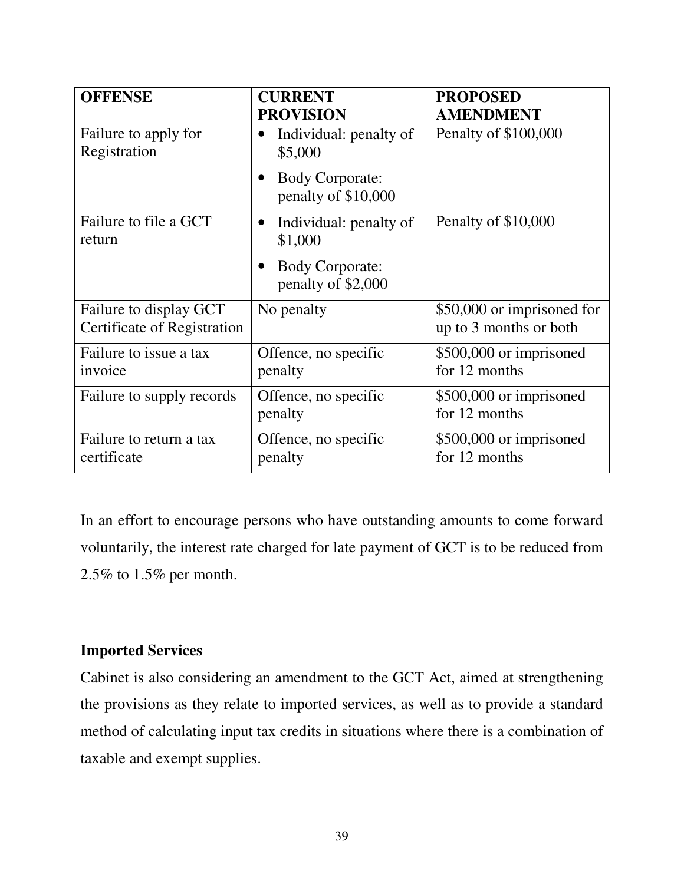| OFFENSE | CURRENT PROVISION | PROPOSED AMENDMENT |
|---|---|---|
| Failure to apply for Registration | • Individual: penalty of \$5,000<br>• Body Corporate: penalty of \$10,000 | Penalty of \$100,000 |
| Failure to file a GCT return | • Individual: penalty of \$1,000<br>• Body Corporate: penalty of \$2,000 | Penalty of \$10,000 |
| Failure to display GCT Certificate of Registration | No penalty | \$50,000 or imprisoned for up to 3 months or both |
| Failure to issue a tax invoice | Offence, no specific penalty | \$500,000 or imprisoned for 12 months |
| Failure to supply records | Offence, no specific penalty | \$500,000 or imprisoned for 12 months |
| Failure to return a tax certificate | Offence, no specific penalty | \$500,000 or imprisoned for 12 months |

In an effort to encourage persons who have outstanding amounts to come forward voluntarily, the interest rate charged for late payment of GCT is to be reduced from 2.5% to 1.5% per month.

**Imported Services**

Cabinet is also considering an amendment to the GCT Act, aimed at strengthening the provisions as they relate to imported services, as well as to provide a standard method of calculating input tax credits in situations where there is a combination of taxable and exempt supplies.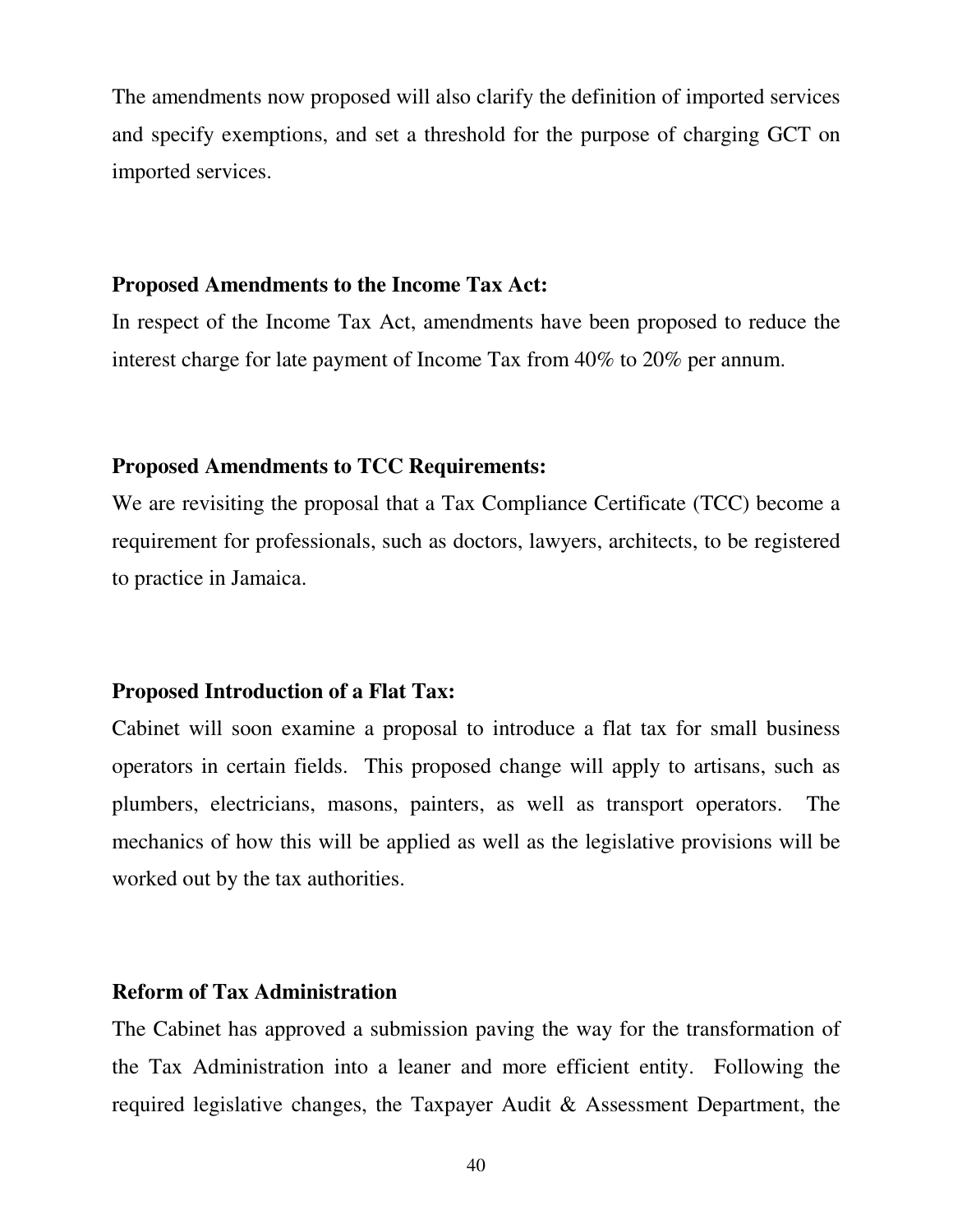The amendments now proposed will also clarify the definition of imported services and specify exemptions, and set a threshold for the purpose of charging GCT on imported services.

**Proposed Amendments to the Income Tax Act:**

In respect of the Income Tax Act, amendments have been proposed to reduce the interest charge for late payment of Income Tax from 40% to 20% per annum.

**Proposed Amendments to TCC Requirements:**

We are revisiting the proposal that a Tax Compliance Certificate (TCC) become a requirement for professionals, such as doctors, lawyers, architects, to be registered to practice in Jamaica.

**Proposed Introduction of a Flat Tax:**

Cabinet will soon examine a proposal to introduce a flat tax for small business operators in certain fields. This proposed change will apply to artisans, such as plumbers, electricians, masons, painters, as well as transport operators. The mechanics of how this will be applied as well as the legislative provisions will be worked out by the tax authorities.

**Reform of Tax Administration**

The Cabinet has approved a submission paving the way for the transformation of the Tax Administration into a leaner and more efficient entity. Following the required legislative changes, the Taxpayer Audit & Assessment Department, the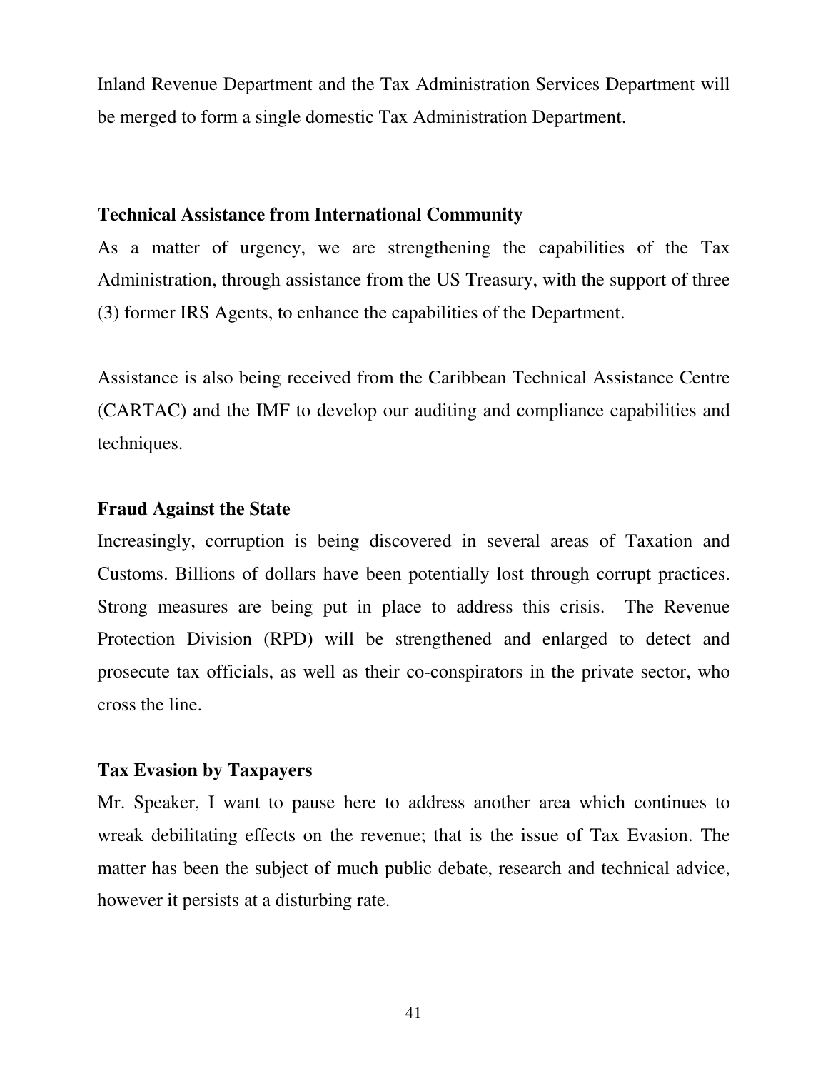Inland Revenue Department and the Tax Administration Services Department will be merged to form a single domestic Tax Administration Department.

**Technical Assistance from International Community**

As a matter of urgency, we are strengthening the capabilities of the Tax Administration, through assistance from the US Treasury, with the support of three (3) former IRS Agents, to enhance the capabilities of the Department.

Assistance is also being received from the Caribbean Technical Assistance Centre (CARTAC) and the IMF to develop our auditing and compliance capabilities and techniques.

**Fraud Against the State**

Increasingly, corruption is being discovered in several areas of Taxation and Customs. Billions of dollars have been potentially lost through corrupt practices. Strong measures are being put in place to address this crisis. The Revenue Protection Division (RPD) will be strengthened and enlarged to detect and prosecute tax officials, as well as their co-conspirators in the private sector, who cross the line.

**Tax Evasion by Taxpayers**

Mr. Speaker, I want to pause here to address another area which continues to wreak debilitating effects on the revenue; that is the issue of Tax Evasion. The matter has been the subject of much public debate, research and technical advice, however it persists at a disturbing rate.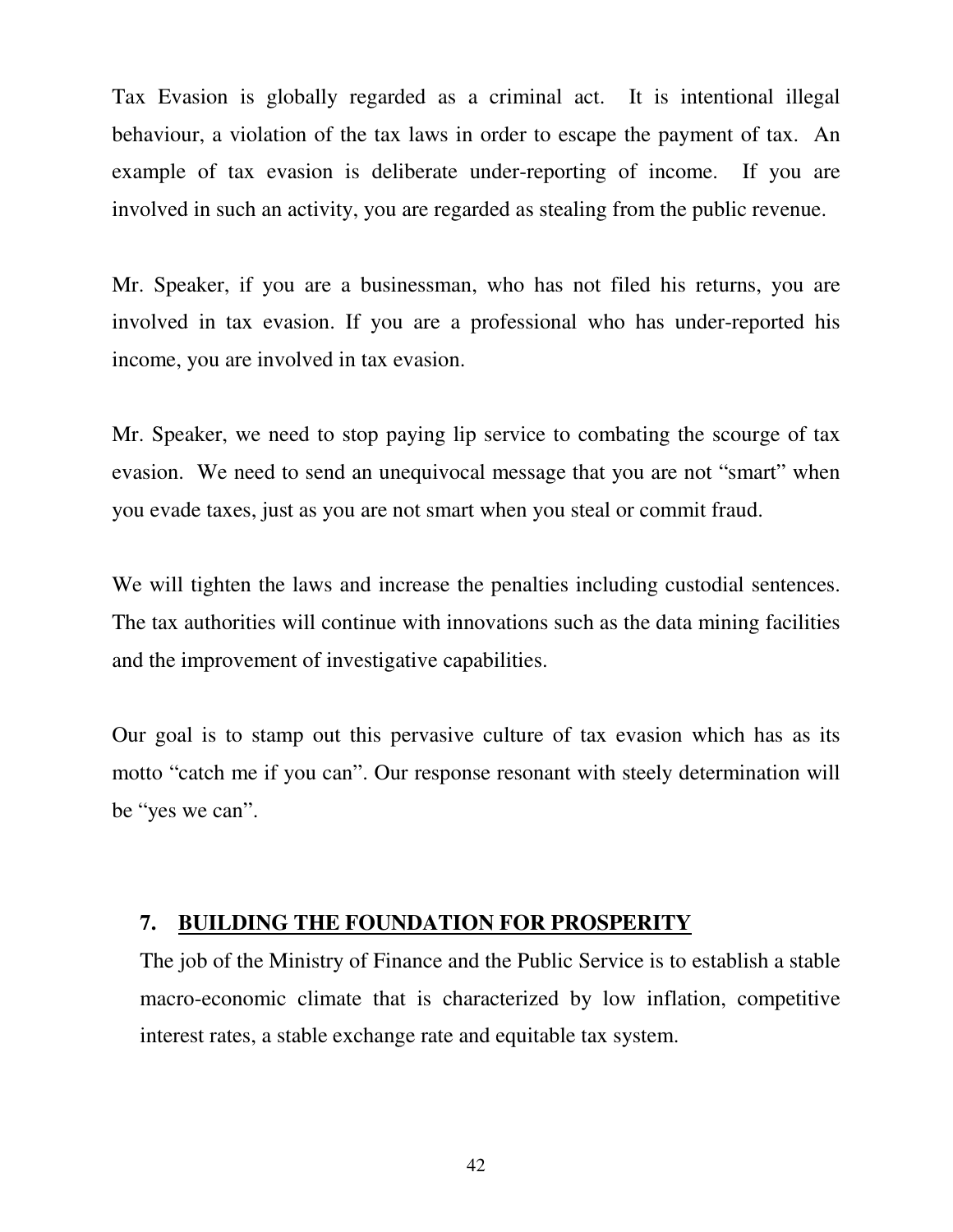Tax Evasion is globally regarded as a criminal act. It is intentional illegal behaviour, a violation of the tax laws in order to escape the payment of tax. An example of tax evasion is deliberate under-reporting of income. If you are involved in such an activity, you are regarded as stealing from the public revenue.

Mr. Speaker, if you are a businessman, who has not filed his returns, you are involved in tax evasion. If you are a professional who has under-reported his income, you are involved in tax evasion.

Mr. Speaker, we need to stop paying lip service to combating the scourge of tax evasion. We need to send an unequivocal message that you are not "smart" when you evade taxes, just as you are not smart when you steal or commit fraud.

We will tighten the laws and increase the penalties including custodial sentences. The tax authorities will continue with innovations such as the data mining facilities and the improvement of investigative capabilities.

Our goal is to stamp out this pervasive culture of tax evasion which has as its motto "catch me if you can". Our response resonant with steely determination will be "yes we can".

## 7. <u>BUILDING THE FOUNDATION FOR PROSPERITY</u>

The job of the Ministry of Finance and the Public Service is to establish a stable macro-economic climate that is characterized by low inflation, competitive interest rates, a stable exchange rate and equitable tax system.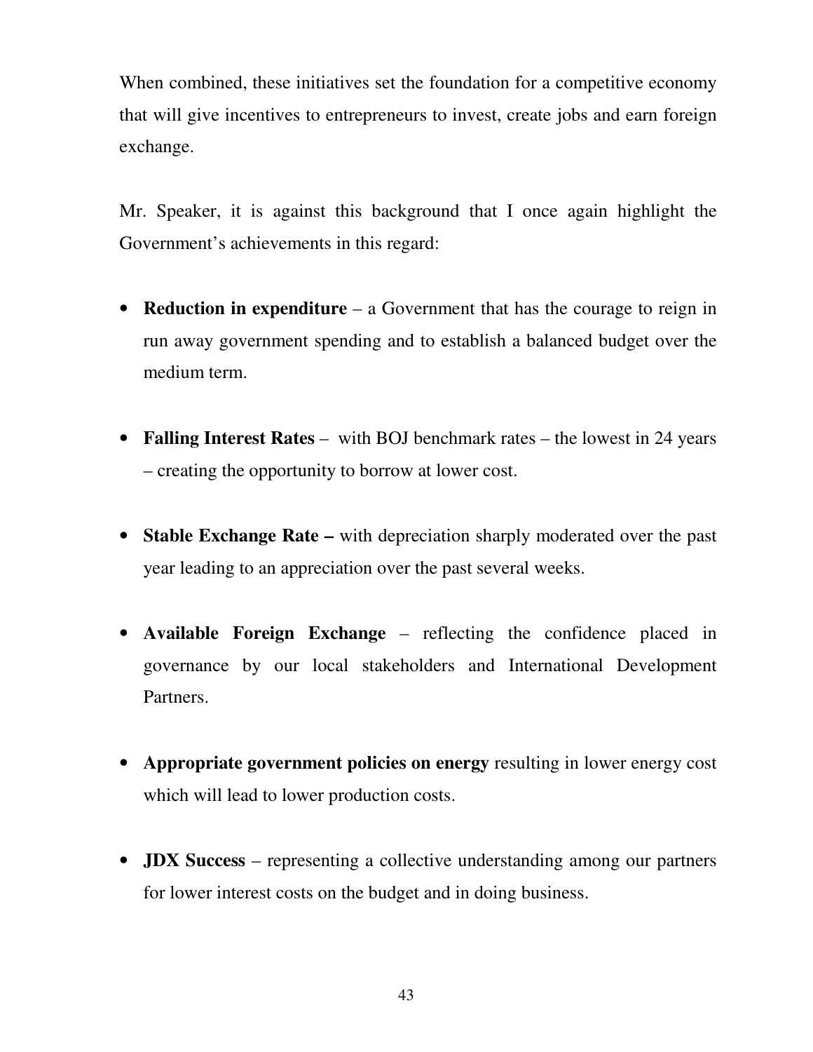When combined, these initiatives set the foundation for a competitive economy that will give incentives to entrepreneurs to invest, create jobs and earn foreign exchange.

Mr. Speaker, it is against this background that I once again highlight the Government's achievements in this regard:

- **Reduction in expenditure** – a Government that has the courage to reign in run away government spending and to establish a balanced budget over the medium term.

- **Falling Interest Rates** – with BOJ benchmark rates – the lowest in 24 years – creating the opportunity to borrow at lower cost.

- **Stable Exchange Rate –** with depreciation sharply moderated over the past year leading to an appreciation over the past several weeks.

- **Available Foreign Exchange** – reflecting the confidence placed in governance by our local stakeholders and International Development Partners.

- **Appropriate government policies on energy** resulting in lower energy cost which will lead to lower production costs.

- **JDX Success** – representing a collective understanding among our partners for lower interest costs on the budget and in doing business.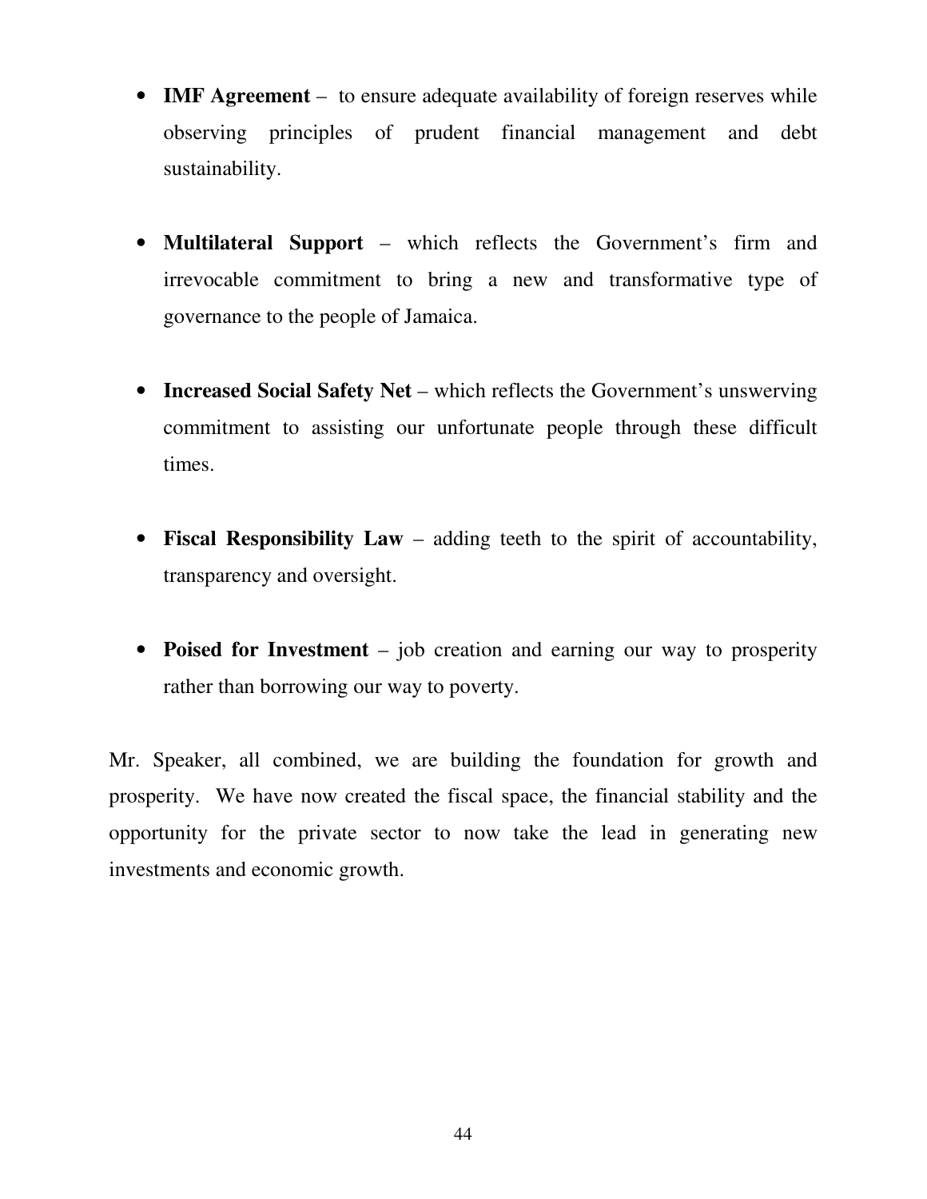- **IMF Agreement** – to ensure adequate availability of foreign reserves while observing principles of prudent financial management and debt sustainability.

- **Multilateral Support** – which reflects the Government's firm and irrevocable commitment to bring a new and transformative type of governance to the people of Jamaica.

- **Increased Social Safety Net** – which reflects the Government's unswerving commitment to assisting our unfortunate people through these difficult times.

- **Fiscal Responsibility Law** – adding teeth to the spirit of accountability, transparency and oversight.

- **Poised for Investment** – job creation and earning our way to prosperity rather than borrowing our way to poverty.

Mr. Speaker, all combined, we are building the foundation for growth and prosperity. We have now created the fiscal space, the financial stability and the opportunity for the private sector to now take the lead in generating new investments and economic growth.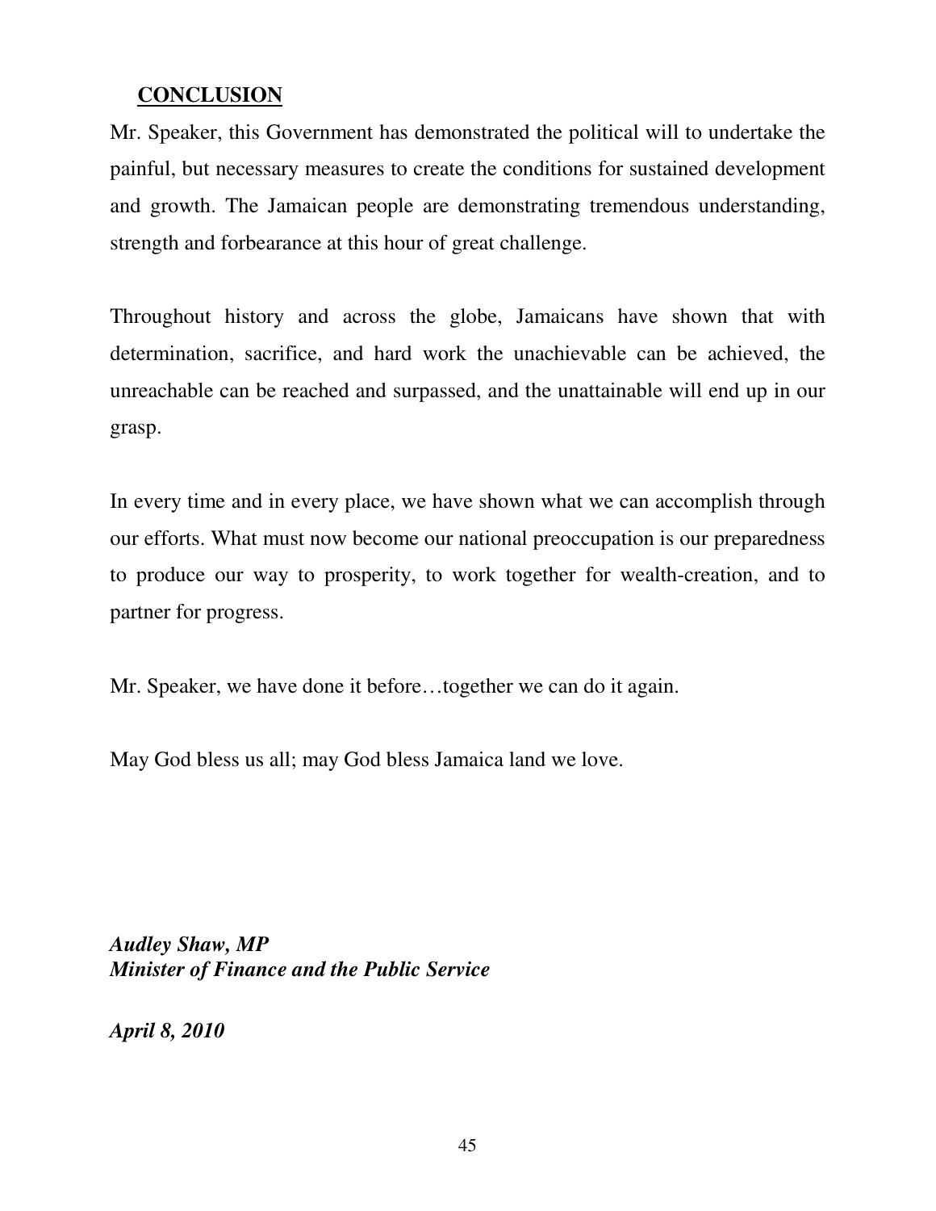## CONCLUSION

Mr. Speaker, this Government has demonstrated the political will to undertake the painful, but necessary measures to create the conditions for sustained development and growth. The Jamaican people are demonstrating tremendous understanding, strength and forbearance at this hour of great challenge.

Throughout history and across the globe, Jamaicans have shown that with determination, sacrifice, and hard work the unachievable can be achieved, the unreachable can be reached and surpassed, and the unattainable will end up in our grasp.

In every time and in every place, we have shown what we can accomplish through our efforts. What must now become our national preoccupation is our preparedness to produce our way to prosperity, to work together for wealth-creation, and to partner for progress.

Mr. Speaker, we have done it before…together we can do it again.

May God bless us all; may God bless Jamaica land we love.

***Audley Shaw, MP***
***Minister of Finance and the Public Service***

***April 8, 2010***